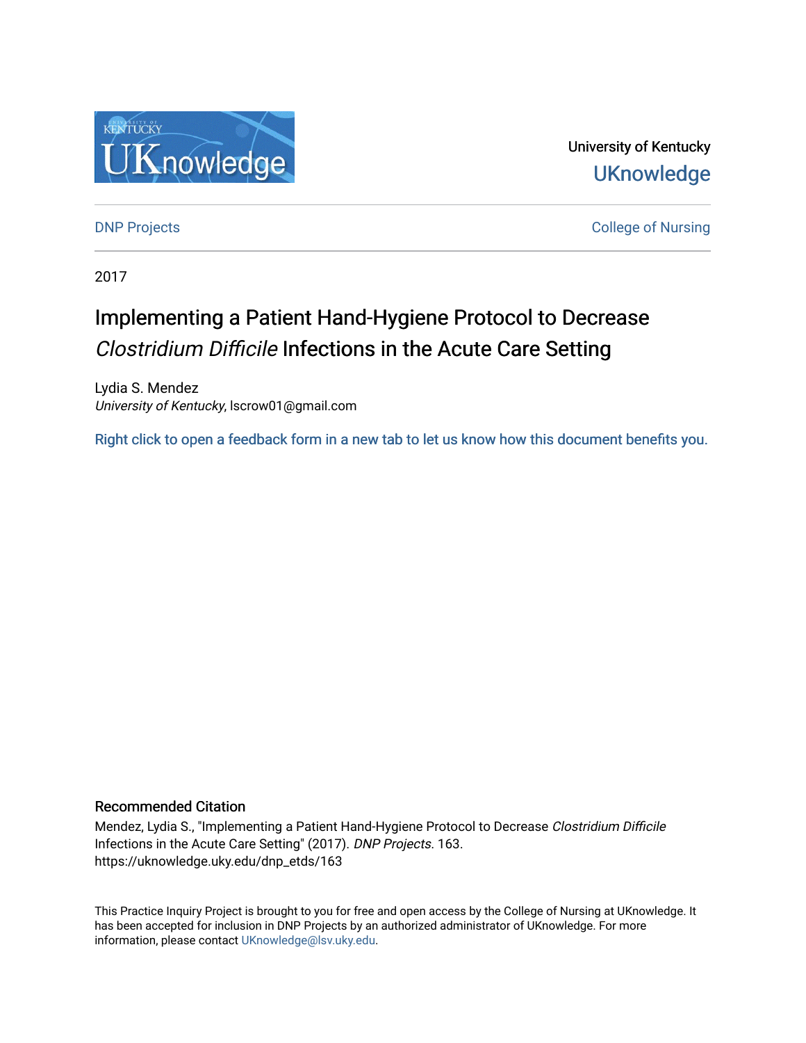University of Kentucky

UKnowledge

DNP Projects

College of Nursing

2017

# Implementing a Patient Hand-Hygiene Protocol to Decrease *Clostridium Difficile* Infections in the Acute Care Setting

Lydia S. Mendez
*University of Kentucky*, lscrow01@gmail.com

Right click to open a feedback form in a new tab to let us know how this document benefits you.

## Recommended Citation

Mendez, Lydia S., "Implementing a Patient Hand-Hygiene Protocol to Decrease *Clostridium Difficile* Infections in the Acute Care Setting" (2017). *DNP Projects*. 163.
https://uknowledge.uky.edu/dnp_etds/163

This Practice Inquiry Project is brought to you for free and open access by the College of Nursing at UKnowledge. It has been accepted for inclusion in DNP Projects by an authorized administrator of UKnowledge. For more information, please contact UKnowledge@lsv.uky.edu.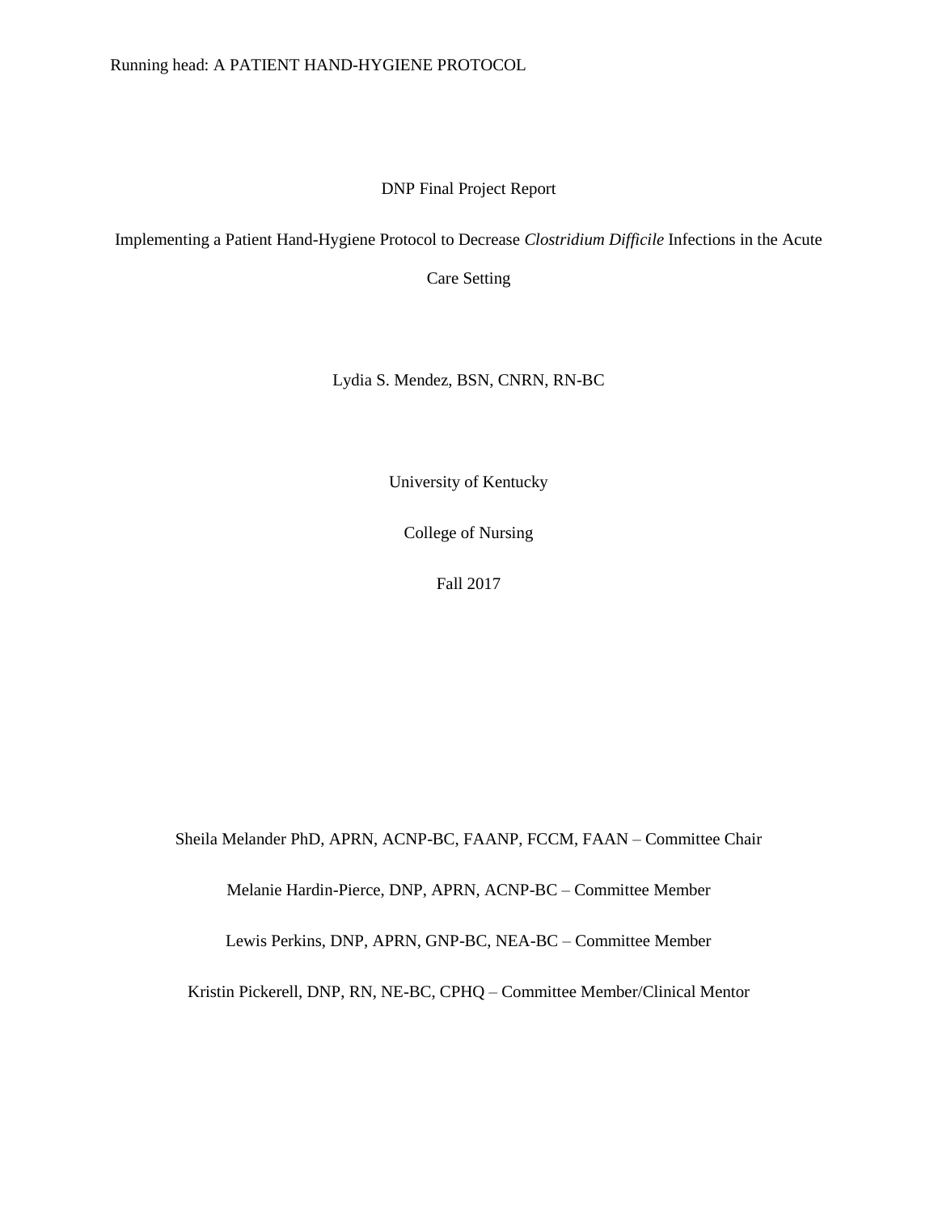DNP Final Project Report

Implementing a Patient Hand-Hygiene Protocol to Decrease *Clostridium Difficile* Infections in the Acute Care Setting

Lydia S. Mendez, BSN, CNRN, RN-BC

University of Kentucky

College of Nursing

Fall 2017

Sheila Melander PhD, APRN, ACNP-BC, FAANP, FCCM, FAAN – Committee Chair

Melanie Hardin-Pierce, DNP, APRN, ACNP-BC – Committee Member

Lewis Perkins, DNP, APRN, GNP-BC, NEA-BC – Committee Member

Kristin Pickerell, DNP, RN, NE-BC, CPHQ – Committee Member/Clinical Mentor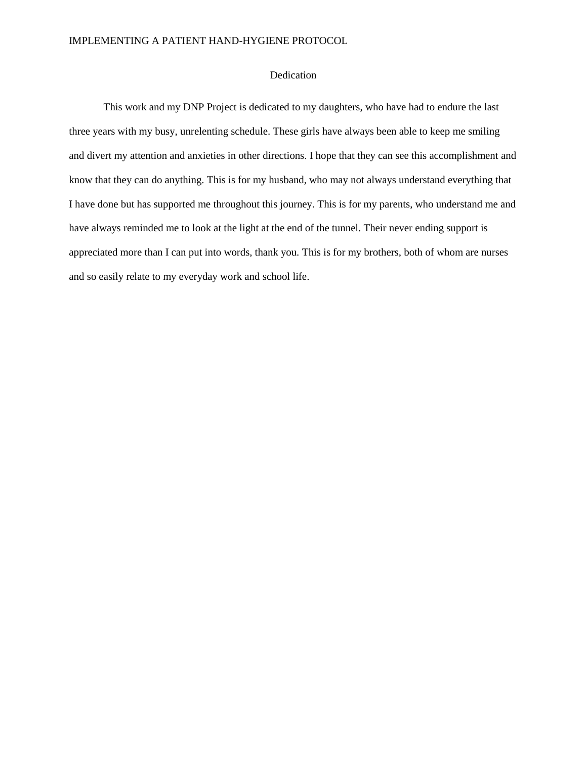# Dedication

This work and my DNP Project is dedicated to my daughters, who have had to endure the last three years with my busy, unrelenting schedule. These girls have always been able to keep me smiling and divert my attention and anxieties in other directions. I hope that they can see this accomplishment and know that they can do anything. This is for my husband, who may not always understand everything that I have done but has supported me throughout this journey. This is for my parents, who understand me and have always reminded me to look at the light at the end of the tunnel. Their never ending support is appreciated more than I can put into words, thank you. This is for my brothers, both of whom are nurses and so easily relate to my everyday work and school life.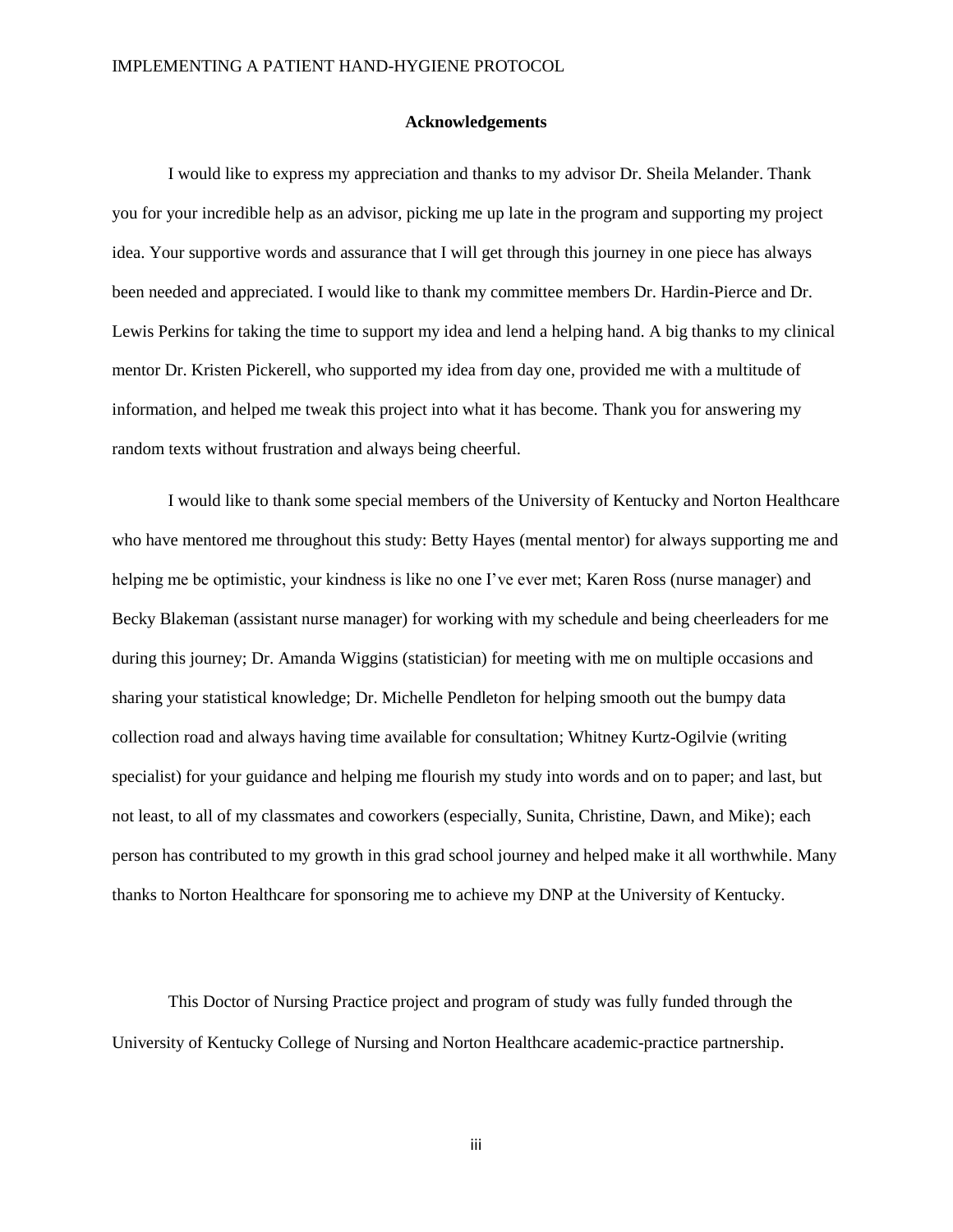## Acknowledgements

I would like to express my appreciation and thanks to my advisor Dr. Sheila Melander. Thank you for your incredible help as an advisor, picking me up late in the program and supporting my project idea. Your supportive words and assurance that I will get through this journey in one piece has always been needed and appreciated. I would like to thank my committee members Dr. Hardin-Pierce and Dr. Lewis Perkins for taking the time to support my idea and lend a helping hand. A big thanks to my clinical mentor Dr. Kristen Pickerell, who supported my idea from day one, provided me with a multitude of information, and helped me tweak this project into what it has become. Thank you for answering my random texts without frustration and always being cheerful.

I would like to thank some special members of the University of Kentucky and Norton Healthcare who have mentored me throughout this study: Betty Hayes (mental mentor) for always supporting me and helping me be optimistic, your kindness is like no one I've ever met; Karen Ross (nurse manager) and Becky Blakeman (assistant nurse manager) for working with my schedule and being cheerleaders for me during this journey; Dr. Amanda Wiggins (statistician) for meeting with me on multiple occasions and sharing your statistical knowledge; Dr. Michelle Pendleton for helping smooth out the bumpy data collection road and always having time available for consultation; Whitney Kurtz-Ogilvie (writing specialist) for your guidance and helping me flourish my study into words and on to paper; and last, but not least, to all of my classmates and coworkers (especially, Sunita, Christine, Dawn, and Mike); each person has contributed to my growth in this grad school journey and helped make it all worthwhile. Many thanks to Norton Healthcare for sponsoring me to achieve my DNP at the University of Kentucky.

This Doctor of Nursing Practice project and program of study was fully funded through the University of Kentucky College of Nursing and Norton Healthcare academic-practice partnership.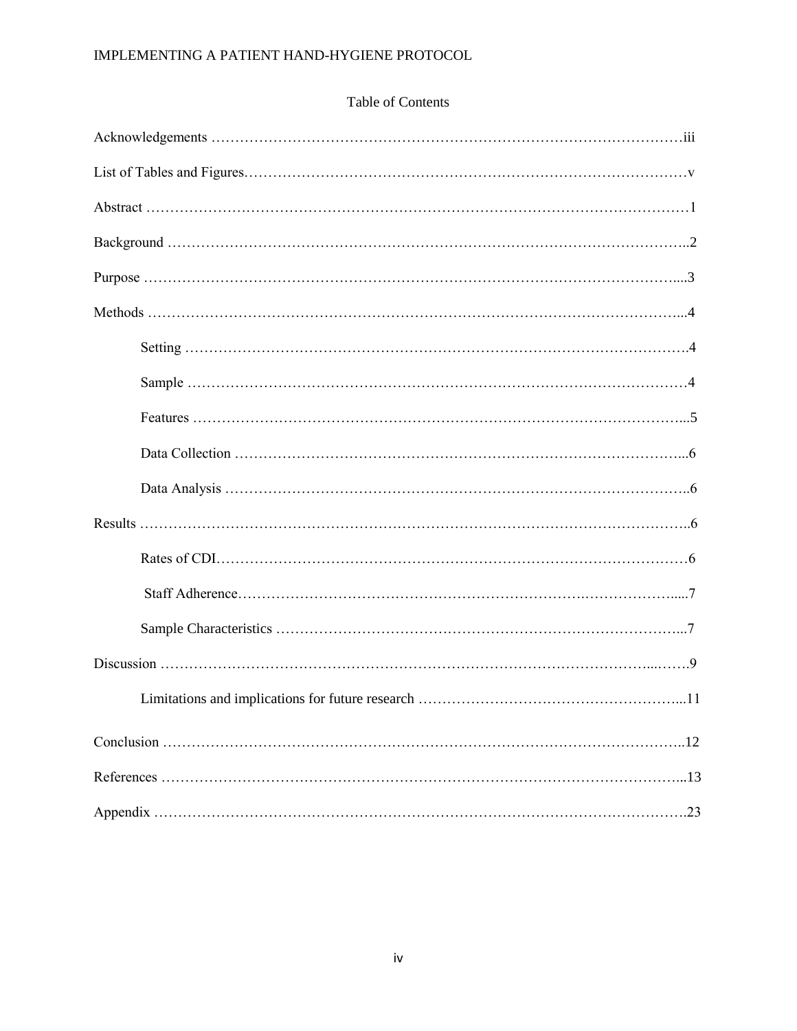# Table of Contents

Acknowledgements ........................................................................................iii

List of Tables and Figures...............................................................................v

Abstract .......................................................................................................1

Background ..................................................................................................2

Purpose ........................................................................................................3

Methods .......................................................................................................4

- Setting .....................................................................................................4
- Sample ....................................................................................................4
- Features ..................................................................................................5
- Data Collection .......................................................................................6
- Data Analysis ..........................................................................................6

Results .........................................................................................................6

- Rates of CDI............................................................................................6
- Staff Adherence.......................................................................................7
- Sample Characteristics ............................................................................7

Discussion ....................................................................................................9

- Limitations and implications for future research ....................................11

Conclusion ..................................................................................................12

References ..................................................................................................13

Appendix ....................................................................................................23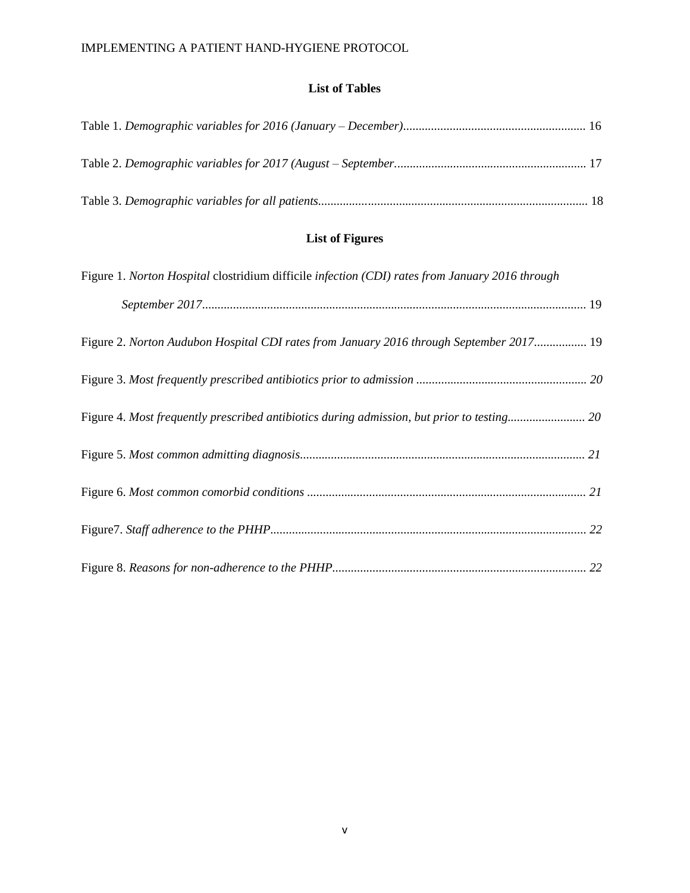## List of Tables

Table 1. *Demographic variables for 2016 (January – December)*........................................................ 16

Table 2. *Demographic variables for 2017 (August – September*........................................................... 17

Table 3. *Demographic variables for all patients*...................................................................................... 18

## List of Figures

Figure 1. *Norton Hospital* clostridium difficile *infection (CDI) rates from January 2016 through September 2017*........................................................................................................................... 19

Figure 2. *Norton Audubon Hospital CDI rates from January 2016 through September 2017*................. 19

Figure 3. *Most frequently prescribed antibiotics prior to admission* ....................................................... *20*

Figure 4. *Most frequently prescribed antibiotics during admission, but prior to testing*......................... *20*

Figure 5. *Most common admitting diagnosis*........................................................................................... *21*

Figure 6. *Most common comorbid conditions* ......................................................................................... *21*

Figure7. *Staff adherence to the PHHP*...................................................................................................... *22*

Figure 8. *Reasons for non-adherence to the PHHP*.................................................................................. *22*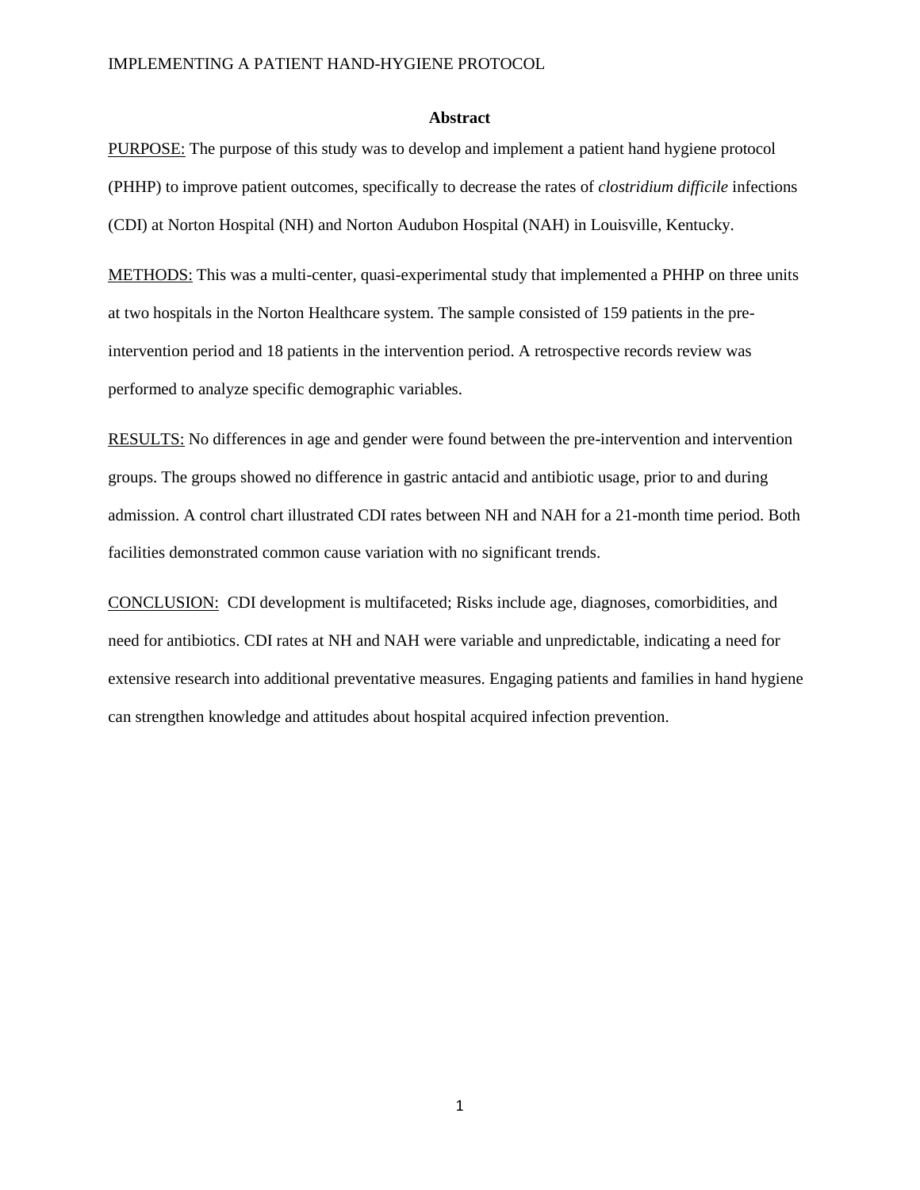## Abstract

PURPOSE: The purpose of this study was to develop and implement a patient hand hygiene protocol (PHHP) to improve patient outcomes, specifically to decrease the rates of *clostridium difficile* infections (CDI) at Norton Hospital (NH) and Norton Audubon Hospital (NAH) in Louisville, Kentucky.

METHODS: This was a multi-center, quasi-experimental study that implemented a PHHP on three units at two hospitals in the Norton Healthcare system. The sample consisted of 159 patients in the pre-intervention period and 18 patients in the intervention period. A retrospective records review was performed to analyze specific demographic variables.

RESULTS: No differences in age and gender were found between the pre-intervention and intervention groups. The groups showed no difference in gastric antacid and antibiotic usage, prior to and during admission. A control chart illustrated CDI rates between NH and NAH for a 21-month time period. Both facilities demonstrated common cause variation with no significant trends.

CONCLUSION: CDI development is multifaceted; Risks include age, diagnoses, comorbidities, and need for antibiotics. CDI rates at NH and NAH were variable and unpredictable, indicating a need for extensive research into additional preventative measures. Engaging patients and families in hand hygiene can strengthen knowledge and attitudes about hospital acquired infection prevention.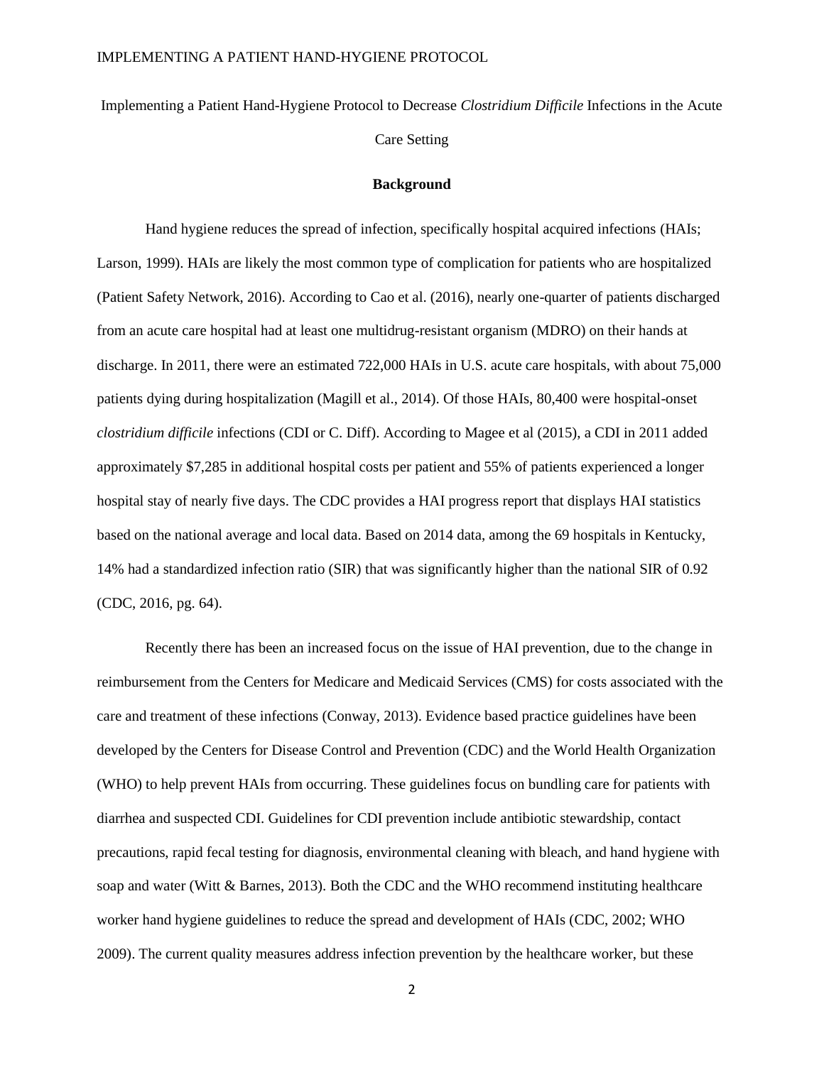Implementing a Patient Hand-Hygiene Protocol to Decrease *Clostridium Difficile* Infections in the Acute Care Setting

## Background

Hand hygiene reduces the spread of infection, specifically hospital acquired infections (HAIs; Larson, 1999). HAIs are likely the most common type of complication for patients who are hospitalized (Patient Safety Network, 2016). According to Cao et al. (2016), nearly one-quarter of patients discharged from an acute care hospital had at least one multidrug-resistant organism (MDRO) on their hands at discharge. In 2011, there were an estimated 722,000 HAIs in U.S. acute care hospitals, with about 75,000 patients dying during hospitalization (Magill et al., 2014). Of those HAIs, 80,400 were hospital-onset *clostridium difficile* infections (CDI or C. Diff). According to Magee et al (2015), a CDI in 2011 added approximately $7,285 in additional hospital costs per patient and 55% of patients experienced a longer hospital stay of nearly five days. The CDC provides a HAI progress report that displays HAI statistics based on the national average and local data. Based on 2014 data, among the 69 hospitals in Kentucky, 14% had a standardized infection ratio (SIR) that was significantly higher than the national SIR of 0.92 (CDC, 2016, pg. 64).

Recently there has been an increased focus on the issue of HAI prevention, due to the change in reimbursement from the Centers for Medicare and Medicaid Services (CMS) for costs associated with the care and treatment of these infections (Conway, 2013). Evidence based practice guidelines have been developed by the Centers for Disease Control and Prevention (CDC) and the World Health Organization (WHO) to help prevent HAIs from occurring. These guidelines focus on bundling care for patients with diarrhea and suspected CDI. Guidelines for CDI prevention include antibiotic stewardship, contact precautions, rapid fecal testing for diagnosis, environmental cleaning with bleach, and hand hygiene with soap and water (Witt & Barnes, 2013). Both the CDC and the WHO recommend instituting healthcare worker hand hygiene guidelines to reduce the spread and development of HAIs (CDC, 2002; WHO 2009). The current quality measures address infection prevention by the healthcare worker, but these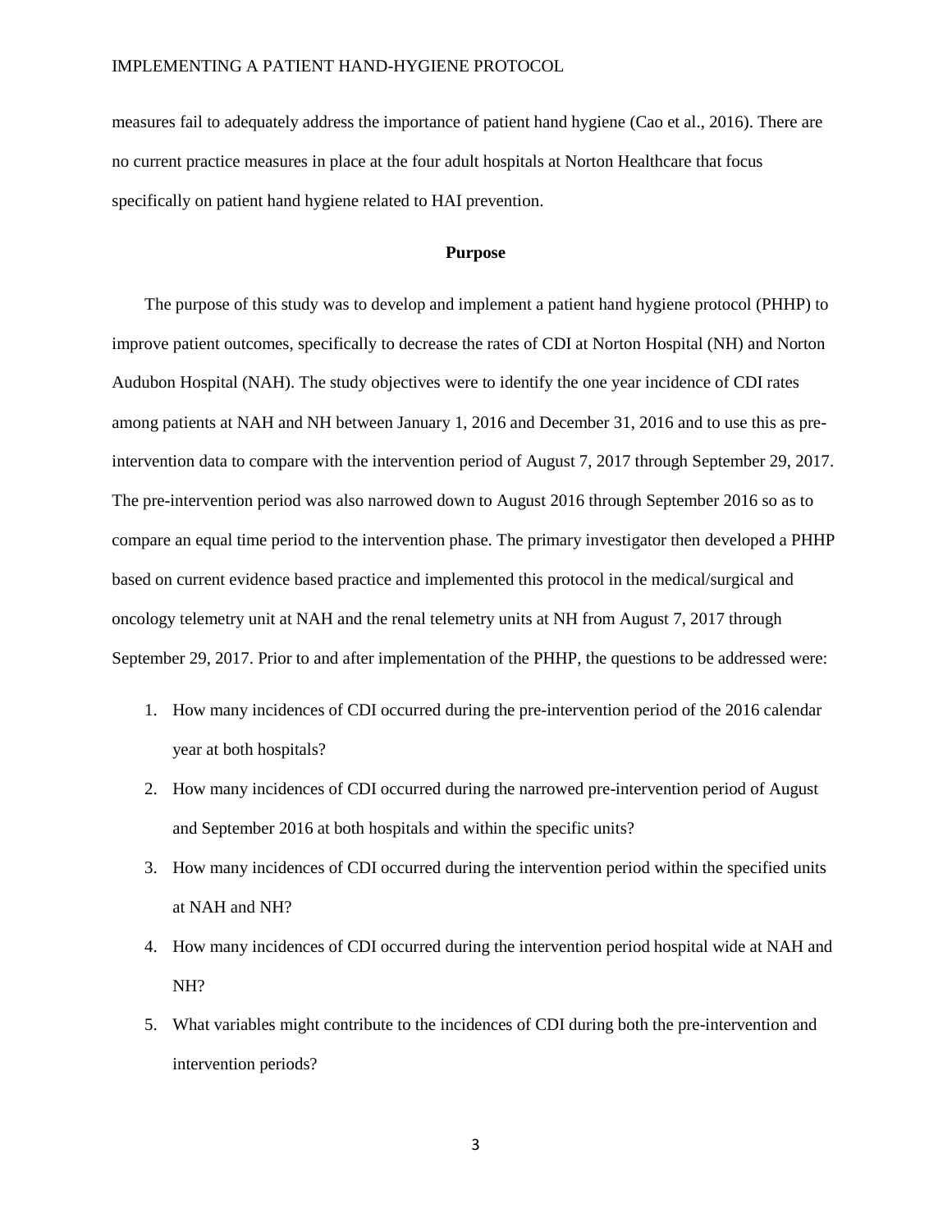measures fail to adequately address the importance of patient hand hygiene (Cao et al., 2016). There are no current practice measures in place at the four adult hospitals at Norton Healthcare that focus specifically on patient hand hygiene related to HAI prevention.

## Purpose

The purpose of this study was to develop and implement a patient hand hygiene protocol (PHHP) to improve patient outcomes, specifically to decrease the rates of CDI at Norton Hospital (NH) and Norton Audubon Hospital (NAH). The study objectives were to identify the one year incidence of CDI rates among patients at NAH and NH between January 1, 2016 and December 31, 2016 and to use this as pre-intervention data to compare with the intervention period of August 7, 2017 through September 29, 2017. The pre-intervention period was also narrowed down to August 2016 through September 2016 so as to compare an equal time period to the intervention phase. The primary investigator then developed a PHHP based on current evidence based practice and implemented this protocol in the medical/surgical and oncology telemetry unit at NAH and the renal telemetry units at NH from August 7, 2017 through September 29, 2017. Prior to and after implementation of the PHHP, the questions to be addressed were:

1. How many incidences of CDI occurred during the pre-intervention period of the 2016 calendar year at both hospitals?
2. How many incidences of CDI occurred during the narrowed pre-intervention period of August and September 2016 at both hospitals and within the specific units?
3. How many incidences of CDI occurred during the intervention period within the specified units at NAH and NH?
4. How many incidences of CDI occurred during the intervention period hospital wide at NAH and NH?
5. What variables might contribute to the incidences of CDI during both the pre-intervention and intervention periods?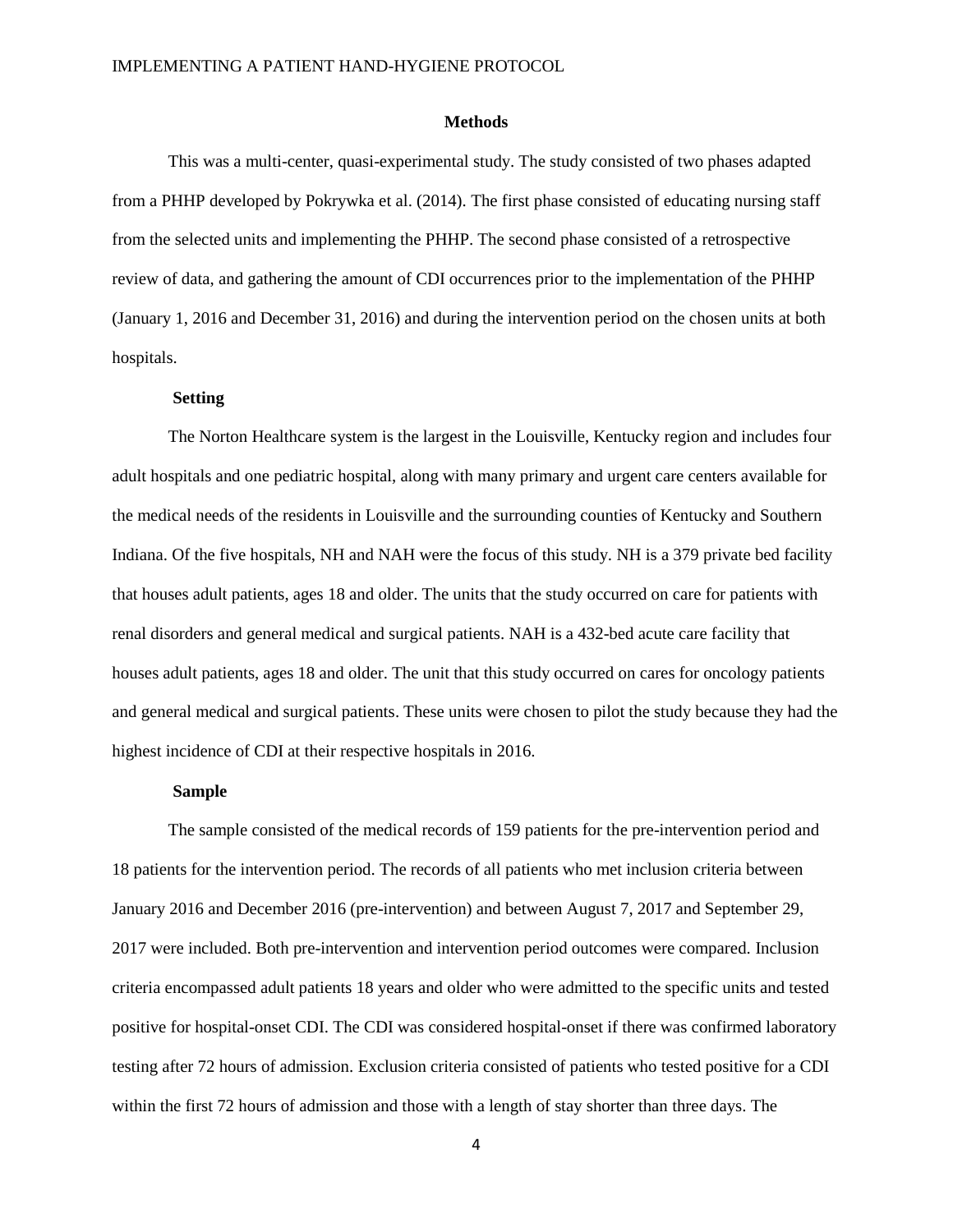## Methods

This was a multi-center, quasi-experimental study. The study consisted of two phases adapted from a PHHP developed by Pokrywka et al. (2014). The first phase consisted of educating nursing staff from the selected units and implementing the PHHP. The second phase consisted of a retrospective review of data, and gathering the amount of CDI occurrences prior to the implementation of the PHHP (January 1, 2016 and December 31, 2016) and during the intervention period on the chosen units at both hospitals.

### Setting

The Norton Healthcare system is the largest in the Louisville, Kentucky region and includes four adult hospitals and one pediatric hospital, along with many primary and urgent care centers available for the medical needs of the residents in Louisville and the surrounding counties of Kentucky and Southern Indiana. Of the five hospitals, NH and NAH were the focus of this study. NH is a 379 private bed facility that houses adult patients, ages 18 and older. The units that the study occurred on care for patients with renal disorders and general medical and surgical patients. NAH is a 432-bed acute care facility that houses adult patients, ages 18 and older. The unit that this study occurred on cares for oncology patients and general medical and surgical patients. These units were chosen to pilot the study because they had the highest incidence of CDI at their respective hospitals in 2016.

### Sample

The sample consisted of the medical records of 159 patients for the pre-intervention period and 18 patients for the intervention period. The records of all patients who met inclusion criteria between January 2016 and December 2016 (pre-intervention) and between August 7, 2017 and September 29, 2017 were included. Both pre-intervention and intervention period outcomes were compared. Inclusion criteria encompassed adult patients 18 years and older who were admitted to the specific units and tested positive for hospital-onset CDI. The CDI was considered hospital-onset if there was confirmed laboratory testing after 72 hours of admission. Exclusion criteria consisted of patients who tested positive for a CDI within the first 72 hours of admission and those with a length of stay shorter than three days. The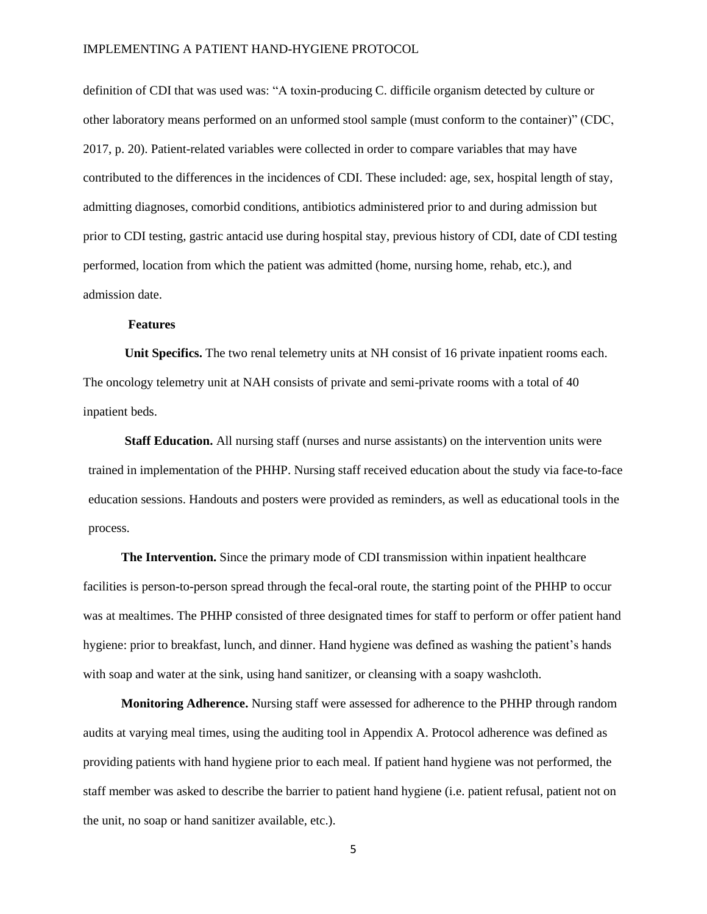definition of CDI that was used was: "A toxin-producing C. difficile organism detected by culture or other laboratory means performed on an unformed stool sample (must conform to the container)" (CDC, 2017, p. 20). Patient-related variables were collected in order to compare variables that may have contributed to the differences in the incidences of CDI. These included: age, sex, hospital length of stay, admitting diagnoses, comorbid conditions, antibiotics administered prior to and during admission but prior to CDI testing, gastric antacid use during hospital stay, previous history of CDI, date of CDI testing performed, location from which the patient was admitted (home, nursing home, rehab, etc.), and admission date.

### Features

**Unit Specifics.** The two renal telemetry units at NH consist of 16 private inpatient rooms each. The oncology telemetry unit at NAH consists of private and semi-private rooms with a total of 40 inpatient beds.

**Staff Education.** All nursing staff (nurses and nurse assistants) on the intervention units were trained in implementation of the PHHP. Nursing staff received education about the study via face-to-face education sessions. Handouts and posters were provided as reminders, as well as educational tools in the process.

**The Intervention.** Since the primary mode of CDI transmission within inpatient healthcare facilities is person-to-person spread through the fecal-oral route, the starting point of the PHHP to occur was at mealtimes. The PHHP consisted of three designated times for staff to perform or offer patient hand hygiene: prior to breakfast, lunch, and dinner. Hand hygiene was defined as washing the patient's hands with soap and water at the sink, using hand sanitizer, or cleansing with a soapy washcloth.

**Monitoring Adherence.** Nursing staff were assessed for adherence to the PHHP through random audits at varying meal times, using the auditing tool in Appendix A. Protocol adherence was defined as providing patients with hand hygiene prior to each meal. If patient hand hygiene was not performed, the staff member was asked to describe the barrier to patient hand hygiene (i.e. patient refusal, patient not on the unit, no soap or hand sanitizer available, etc.).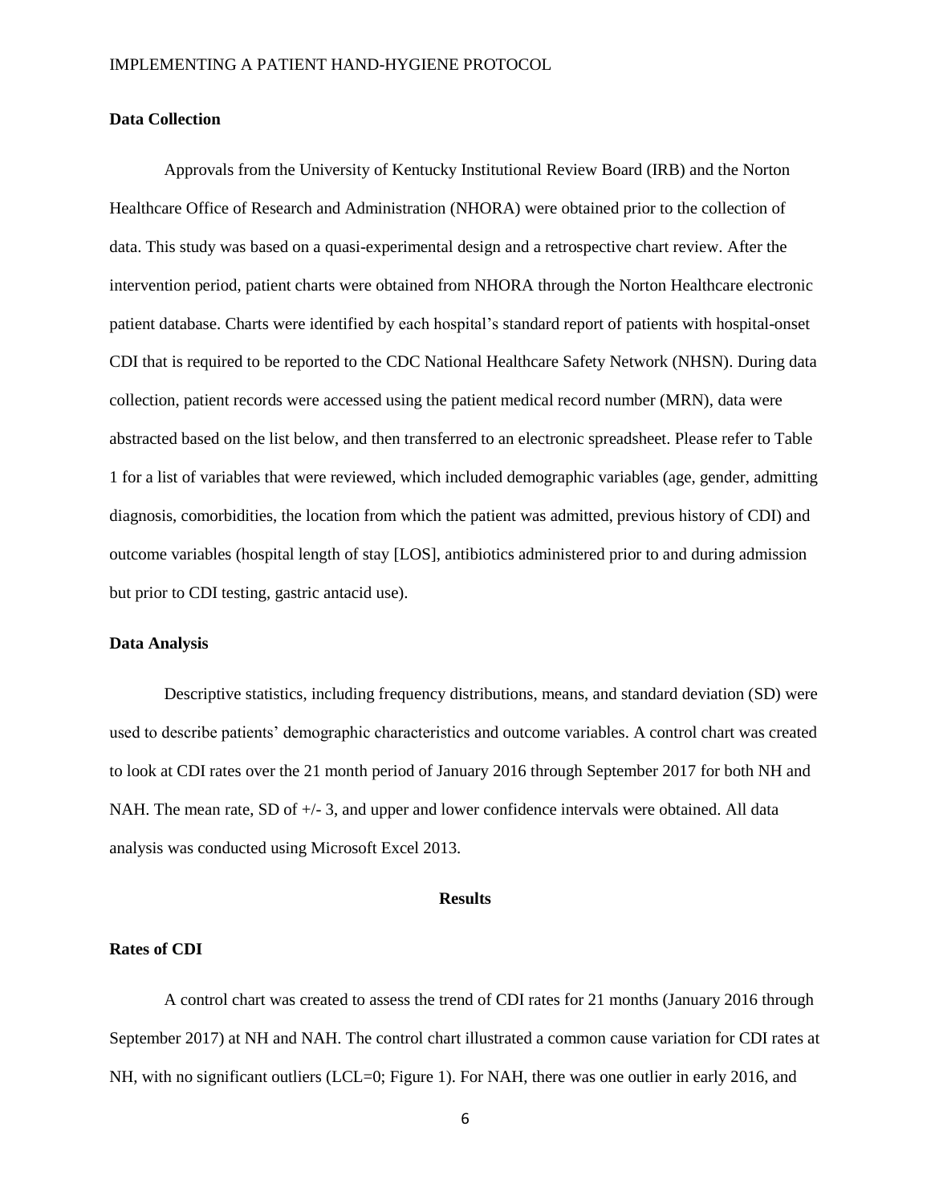### Data Collection

Approvals from the University of Kentucky Institutional Review Board (IRB) and the Norton Healthcare Office of Research and Administration (NHORA) were obtained prior to the collection of data. This study was based on a quasi-experimental design and a retrospective chart review. After the intervention period, patient charts were obtained from NHORA through the Norton Healthcare electronic patient database. Charts were identified by each hospital's standard report of patients with hospital-onset CDI that is required to be reported to the CDC National Healthcare Safety Network (NHSN). During data collection, patient records were accessed using the patient medical record number (MRN), data were abstracted based on the list below, and then transferred to an electronic spreadsheet. Please refer to Table 1 for a list of variables that were reviewed, which included demographic variables (age, gender, admitting diagnosis, comorbidities, the location from which the patient was admitted, previous history of CDI) and outcome variables (hospital length of stay [LOS], antibiotics administered prior to and during admission but prior to CDI testing, gastric antacid use).

### Data Analysis

Descriptive statistics, including frequency distributions, means, and standard deviation (SD) were used to describe patients' demographic characteristics and outcome variables. A control chart was created to look at CDI rates over the 21 month period of January 2016 through September 2017 for both NH and NAH. The mean rate, SD of +/- 3, and upper and lower confidence intervals were obtained. All data analysis was conducted using Microsoft Excel 2013.

## Results

### Rates of CDI

A control chart was created to assess the trend of CDI rates for 21 months (January 2016 through September 2017) at NH and NAH. The control chart illustrated a common cause variation for CDI rates at NH, with no significant outliers (LCL=0; Figure 1). For NAH, there was one outlier in early 2016, and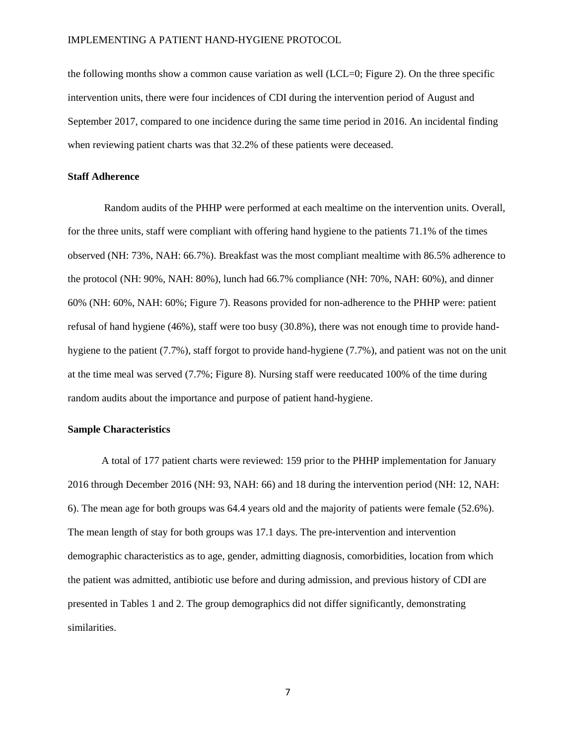the following months show a common cause variation as well (LCL=0; Figure 2). On the three specific intervention units, there were four incidences of CDI during the intervention period of August and September 2017, compared to one incidence during the same time period in 2016. An incidental finding when reviewing patient charts was that 32.2% of these patients were deceased.

### Staff Adherence

Random audits of the PHHP were performed at each mealtime on the intervention units. Overall, for the three units, staff were compliant with offering hand hygiene to the patients 71.1% of the times observed (NH: 73%, NAH: 66.7%). Breakfast was the most compliant mealtime with 86.5% adherence to the protocol (NH: 90%, NAH: 80%), lunch had 66.7% compliance (NH: 70%, NAH: 60%), and dinner 60% (NH: 60%, NAH: 60%; Figure 7). Reasons provided for non-adherence to the PHHP were: patient refusal of hand hygiene (46%), staff were too busy (30.8%), there was not enough time to provide hand-hygiene to the patient (7.7%), staff forgot to provide hand-hygiene (7.7%), and patient was not on the unit at the time meal was served (7.7%; Figure 8). Nursing staff were reeducated 100% of the time during random audits about the importance and purpose of patient hand-hygiene.

### Sample Characteristics

A total of 177 patient charts were reviewed: 159 prior to the PHHP implementation for January 2016 through December 2016 (NH: 93, NAH: 66) and 18 during the intervention period (NH: 12, NAH: 6). The mean age for both groups was 64.4 years old and the majority of patients were female (52.6%). The mean length of stay for both groups was 17.1 days. The pre-intervention and intervention demographic characteristics as to age, gender, admitting diagnosis, comorbidities, location from which the patient was admitted, antibiotic use before and during admission, and previous history of CDI are presented in Tables 1 and 2. The group demographics did not differ significantly, demonstrating similarities.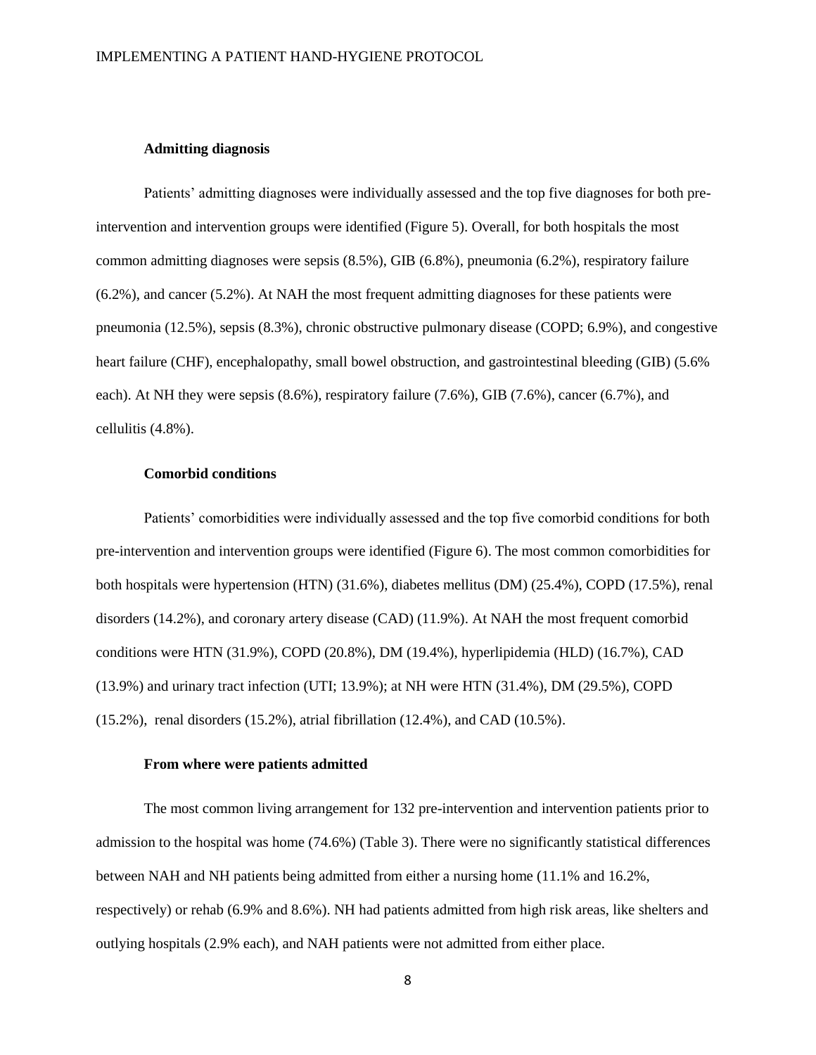### Admitting diagnosis

Patients' admitting diagnoses were individually assessed and the top five diagnoses for both pre-intervention and intervention groups were identified (Figure 5). Overall, for both hospitals the most common admitting diagnoses were sepsis (8.5%), GIB (6.8%), pneumonia (6.2%), respiratory failure (6.2%), and cancer (5.2%). At NAH the most frequent admitting diagnoses for these patients were pneumonia (12.5%), sepsis (8.3%), chronic obstructive pulmonary disease (COPD; 6.9%), and congestive heart failure (CHF), encephalopathy, small bowel obstruction, and gastrointestinal bleeding (GIB) (5.6% each). At NH they were sepsis (8.6%), respiratory failure (7.6%), GIB (7.6%), cancer (6.7%), and cellulitis (4.8%).

### Comorbid conditions

Patients' comorbidities were individually assessed and the top five comorbid conditions for both pre-intervention and intervention groups were identified (Figure 6). The most common comorbidities for both hospitals were hypertension (HTN) (31.6%), diabetes mellitus (DM) (25.4%), COPD (17.5%), renal disorders (14.2%), and coronary artery disease (CAD) (11.9%). At NAH the most frequent comorbid conditions were HTN (31.9%), COPD (20.8%), DM (19.4%), hyperlipidemia (HLD) (16.7%), CAD (13.9%) and urinary tract infection (UTI; 13.9%); at NH were HTN (31.4%), DM (29.5%), COPD (15.2%), renal disorders (15.2%), atrial fibrillation (12.4%), and CAD (10.5%).

### From where were patients admitted

The most common living arrangement for 132 pre-intervention and intervention patients prior to admission to the hospital was home (74.6%) (Table 3). There were no significantly statistical differences between NAH and NH patients being admitted from either a nursing home (11.1% and 16.2%, respectively) or rehab (6.9% and 8.6%). NH had patients admitted from high risk areas, like shelters and outlying hospitals (2.9% each), and NAH patients were not admitted from either place.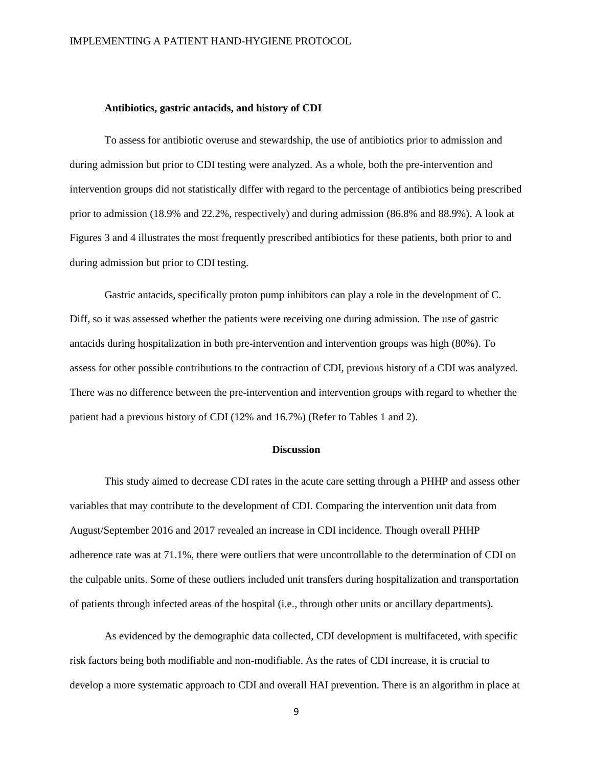**Antibiotics, gastric antacids, and history of CDI**

To assess for antibiotic overuse and stewardship, the use of antibiotics prior to admission and during admission but prior to CDI testing were analyzed. As a whole, both the pre-intervention and intervention groups did not statistically differ with regard to the percentage of antibiotics being prescribed prior to admission (18.9% and 22.2%, respectively) and during admission (86.8% and 88.9%). A look at Figures 3 and 4 illustrates the most frequently prescribed antibiotics for these patients, both prior to and during admission but prior to CDI testing.

Gastric antacids, specifically proton pump inhibitors can play a role in the development of C. Diff, so it was assessed whether the patients were receiving one during admission. The use of gastric antacids during hospitalization in both pre-intervention and intervention groups was high (80%). To assess for other possible contributions to the contraction of CDI, previous history of a CDI was analyzed. There was no difference between the pre-intervention and intervention groups with regard to whether the patient had a previous history of CDI (12% and 16.7%) (Refer to Tables 1 and 2).

## Discussion

This study aimed to decrease CDI rates in the acute care setting through a PHHP and assess other variables that may contribute to the development of CDI. Comparing the intervention unit data from August/September 2016 and 2017 revealed an increase in CDI incidence. Though overall PHHP adherence rate was at 71.1%, there were outliers that were uncontrollable to the determination of CDI on the culpable units. Some of these outliers included unit transfers during hospitalization and transportation of patients through infected areas of the hospital (i.e., through other units or ancillary departments).

As evidenced by the demographic data collected, CDI development is multifaceted, with specific risk factors being both modifiable and non-modifiable. As the rates of CDI increase, it is crucial to develop a more systematic approach to CDI and overall HAI prevention. There is an algorithm in place at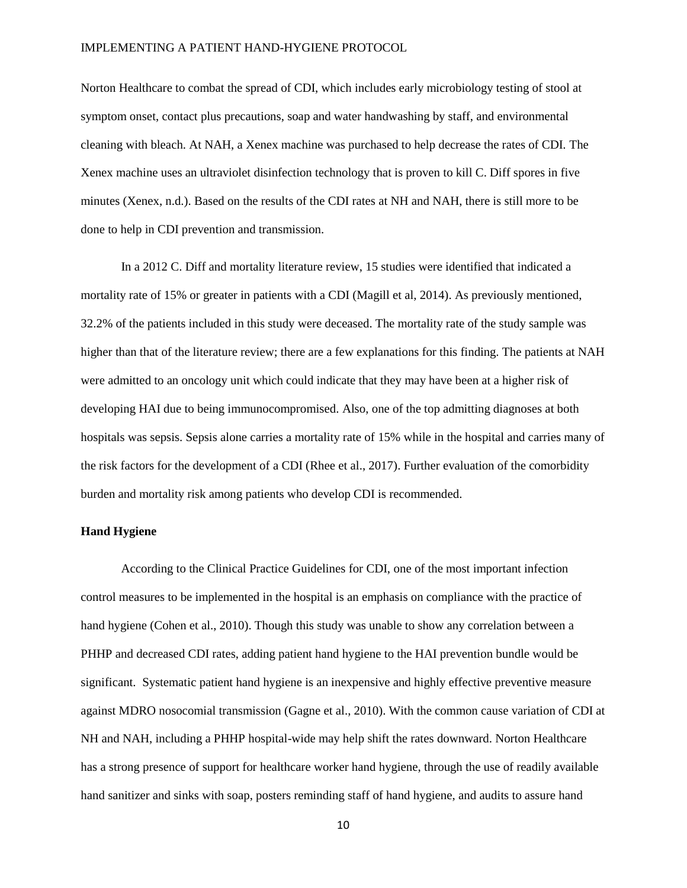Norton Healthcare to combat the spread of CDI, which includes early microbiology testing of stool at symptom onset, contact plus precautions, soap and water handwashing by staff, and environmental cleaning with bleach. At NAH, a Xenex machine was purchased to help decrease the rates of CDI. The Xenex machine uses an ultraviolet disinfection technology that is proven to kill C. Diff spores in five minutes (Xenex, n.d.). Based on the results of the CDI rates at NH and NAH, there is still more to be done to help in CDI prevention and transmission.

In a 2012 C. Diff and mortality literature review, 15 studies were identified that indicated a mortality rate of 15% or greater in patients with a CDI (Magill et al, 2014). As previously mentioned, 32.2% of the patients included in this study were deceased. The mortality rate of the study sample was higher than that of the literature review; there are a few explanations for this finding. The patients at NAH were admitted to an oncology unit which could indicate that they may have been at a higher risk of developing HAI due to being immunocompromised. Also, one of the top admitting diagnoses at both hospitals was sepsis. Sepsis alone carries a mortality rate of 15% while in the hospital and carries many of the risk factors for the development of a CDI (Rhee et al., 2017). Further evaluation of the comorbidity burden and mortality risk among patients who develop CDI is recommended.

**Hand Hygiene**

According to the Clinical Practice Guidelines for CDI, one of the most important infection control measures to be implemented in the hospital is an emphasis on compliance with the practice of hand hygiene (Cohen et al., 2010). Though this study was unable to show any correlation between a PHHP and decreased CDI rates, adding patient hand hygiene to the HAI prevention bundle would be significant. Systematic patient hand hygiene is an inexpensive and highly effective preventive measure against MDRO nosocomial transmission (Gagne et al., 2010). With the common cause variation of CDI at NH and NAH, including a PHHP hospital-wide may help shift the rates downward. Norton Healthcare has a strong presence of support for healthcare worker hand hygiene, through the use of readily available hand sanitizer and sinks with soap, posters reminding staff of hand hygiene, and audits to assure hand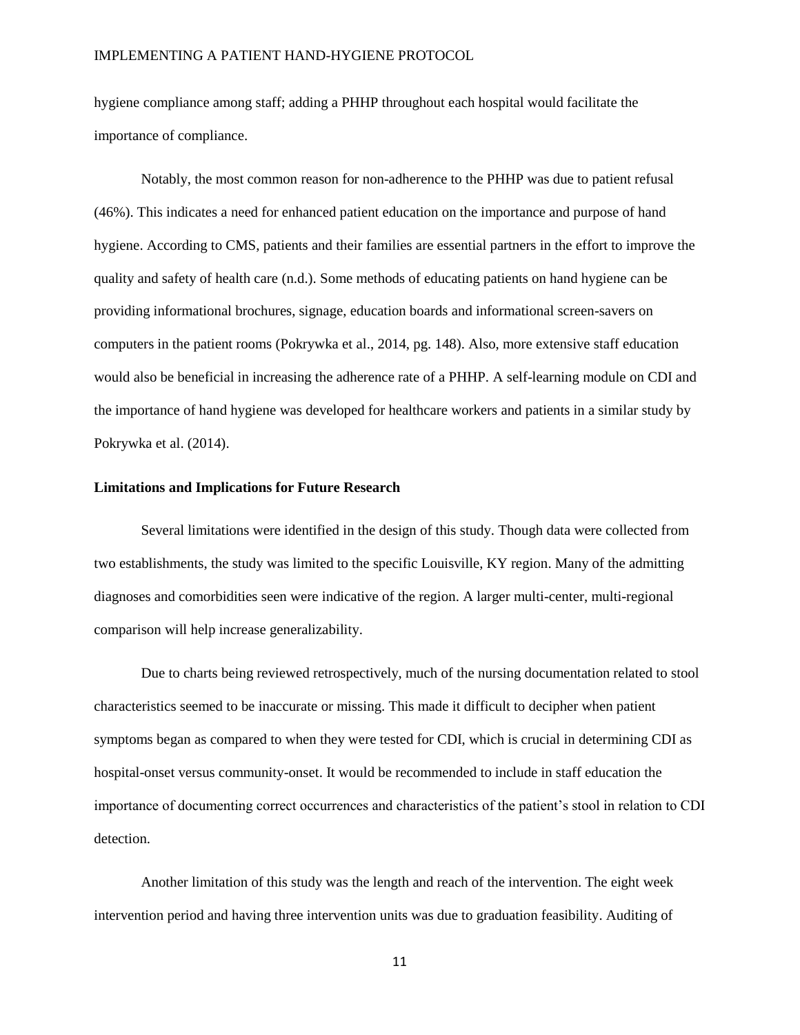hygiene compliance among staff; adding a PHHP throughout each hospital would facilitate the importance of compliance.

Notably, the most common reason for non-adherence to the PHHP was due to patient refusal (46%). This indicates a need for enhanced patient education on the importance and purpose of hand hygiene. According to CMS, patients and their families are essential partners in the effort to improve the quality and safety of health care (n.d.). Some methods of educating patients on hand hygiene can be providing informational brochures, signage, education boards and informational screen-savers on computers in the patient rooms (Pokrywka et al., 2014, pg. 148). Also, more extensive staff education would also be beneficial in increasing the adherence rate of a PHHP. A self-learning module on CDI and the importance of hand hygiene was developed for healthcare workers and patients in a similar study by Pokrywka et al. (2014).

### Limitations and Implications for Future Research

Several limitations were identified in the design of this study. Though data were collected from two establishments, the study was limited to the specific Louisville, KY region. Many of the admitting diagnoses and comorbidities seen were indicative of the region. A larger multi-center, multi-regional comparison will help increase generalizability.

Due to charts being reviewed retrospectively, much of the nursing documentation related to stool characteristics seemed to be inaccurate or missing. This made it difficult to decipher when patient symptoms began as compared to when they were tested for CDI, which is crucial in determining CDI as hospital-onset versus community-onset. It would be recommended to include in staff education the importance of documenting correct occurrences and characteristics of the patient's stool in relation to CDI detection.

Another limitation of this study was the length and reach of the intervention. The eight week intervention period and having three intervention units was due to graduation feasibility. Auditing of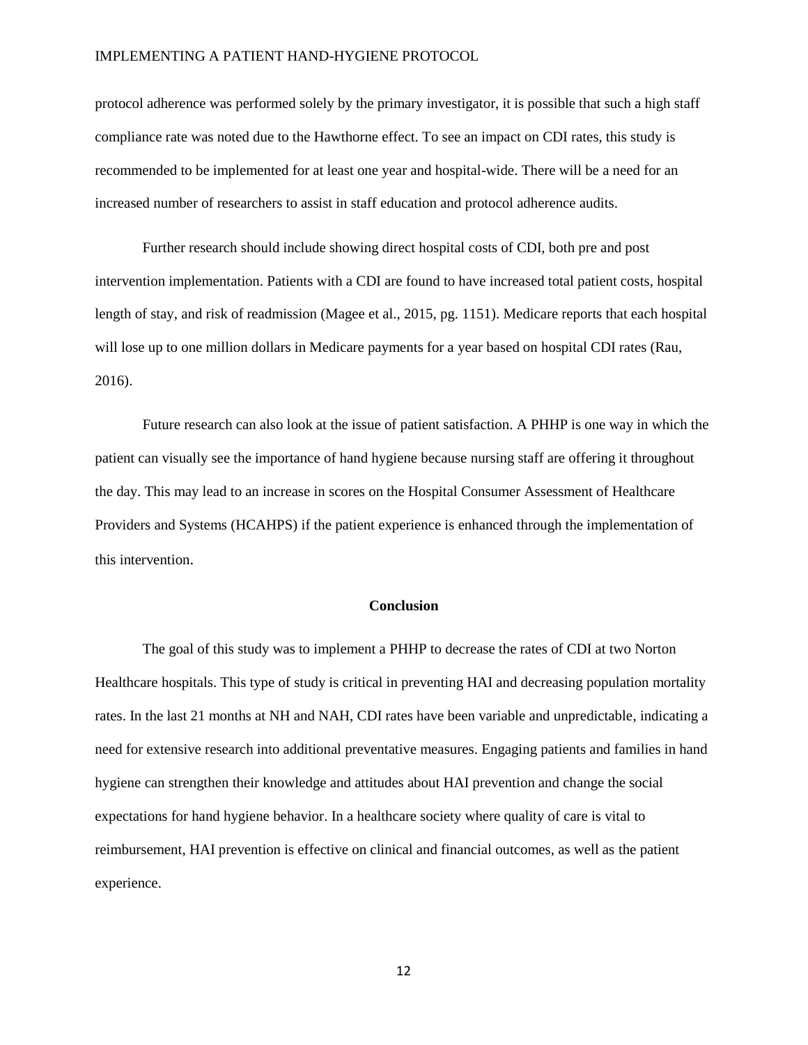protocol adherence was performed solely by the primary investigator, it is possible that such a high staff compliance rate was noted due to the Hawthorne effect. To see an impact on CDI rates, this study is recommended to be implemented for at least one year and hospital-wide. There will be a need for an increased number of researchers to assist in staff education and protocol adherence audits.

Further research should include showing direct hospital costs of CDI, both pre and post intervention implementation. Patients with a CDI are found to have increased total patient costs, hospital length of stay, and risk of readmission (Magee et al., 2015, pg. 1151). Medicare reports that each hospital will lose up to one million dollars in Medicare payments for a year based on hospital CDI rates (Rau, 2016).

Future research can also look at the issue of patient satisfaction. A PHHP is one way in which the patient can visually see the importance of hand hygiene because nursing staff are offering it throughout the day. This may lead to an increase in scores on the Hospital Consumer Assessment of Healthcare Providers and Systems (HCAHPS) if the patient experience is enhanced through the implementation of this intervention.

## Conclusion

The goal of this study was to implement a PHHP to decrease the rates of CDI at two Norton Healthcare hospitals. This type of study is critical in preventing HAI and decreasing population mortality rates. In the last 21 months at NH and NAH, CDI rates have been variable and unpredictable, indicating a need for extensive research into additional preventative measures. Engaging patients and families in hand hygiene can strengthen their knowledge and attitudes about HAI prevention and change the social expectations for hand hygiene behavior. In a healthcare society where quality of care is vital to reimbursement, HAI prevention is effective on clinical and financial outcomes, as well as the patient experience.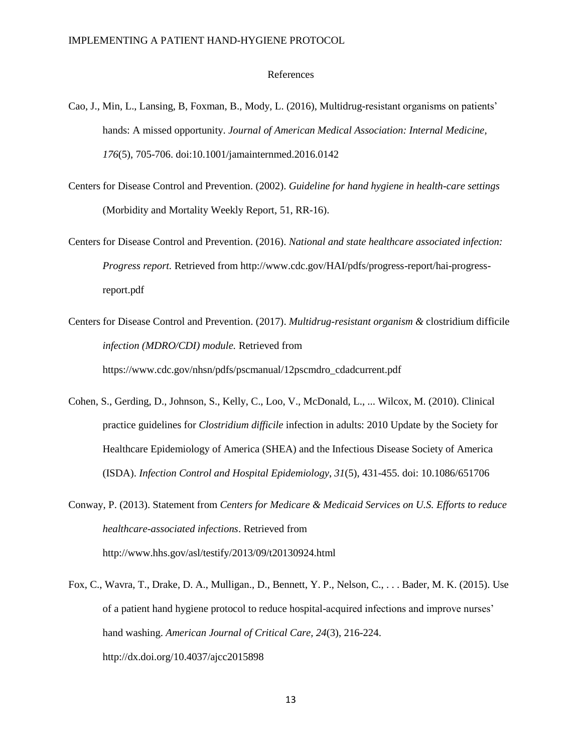References

Cao, J., Min, L., Lansing, B, Foxman, B., Mody, L. (2016), Multidrug-resistant organisms on patients' hands: A missed opportunity. *Journal of American Medical Association: Internal Medicine, 176*(5), 705-706. doi:10.1001/jamainternmed.2016.0142

Centers for Disease Control and Prevention. (2002). *Guideline for hand hygiene in health-care settings* (Morbidity and Mortality Weekly Report, 51, RR-16).

Centers for Disease Control and Prevention. (2016). *National and state healthcare associated infection: Progress report.* Retrieved from http://www.cdc.gov/HAI/pdfs/progress-report/hai-progress-report.pdf

Centers for Disease Control and Prevention. (2017). *Multidrug-resistant organism &* clostridium difficile *infection (MDRO/CDI) module.* Retrieved from https://www.cdc.gov/nhsn/pdfs/pscmanual/12pscmdro_cdadcurrent.pdf

Cohen, S., Gerding, D., Johnson, S., Kelly, C., Loo, V., McDonald, L., ... Wilcox, M. (2010). Clinical practice guidelines for *Clostridium difficile* infection in adults: 2010 Update by the Society for Healthcare Epidemiology of America (SHEA) and the Infectious Disease Society of America (ISDA). *Infection Control and Hospital Epidemiology, 31*(5), 431-455. doi: 10.1086/651706

Conway, P. (2013). Statement from *Centers for Medicare & Medicaid Services on U.S. Efforts to reduce healthcare-associated infections*. Retrieved from http://www.hhs.gov/asl/testify/2013/09/t20130924.html

Fox, C., Wavra, T., Drake, D. A., Mulligan., D., Bennett, Y. P., Nelson, C., . . . Bader, M. K. (2015). Use of a patient hand hygiene protocol to reduce hospital-acquired infections and improve nurses' hand washing. *American Journal of Critical Care, 24*(3), 216-224. http://dx.doi.org/10.4037/ajcc2015898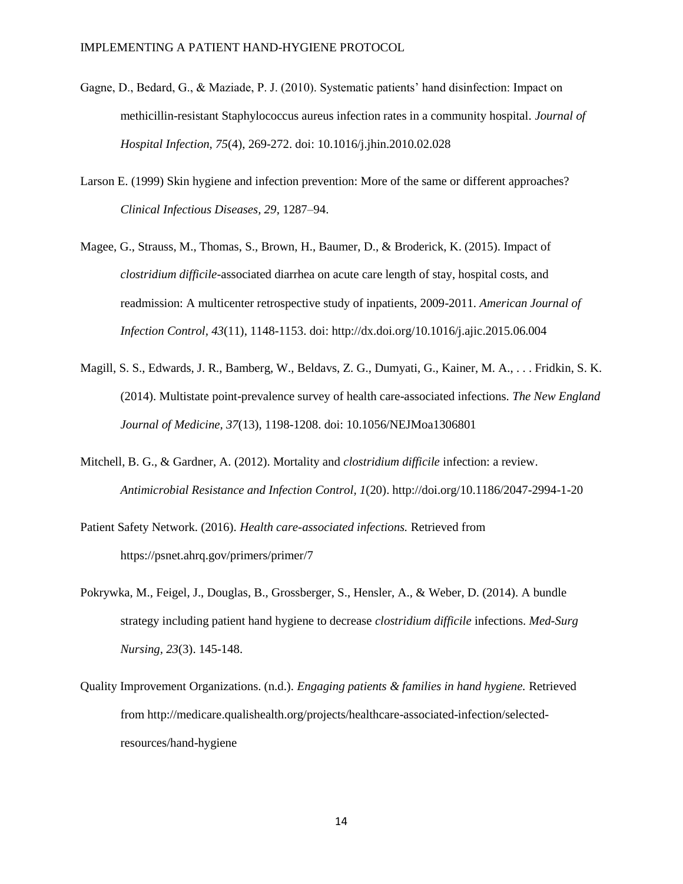Gagne, D., Bedard, G., & Maziade, P. J. (2010). Systematic patients' hand disinfection: Impact on methicillin-resistant Staphylococcus aureus infection rates in a community hospital. *Journal of Hospital Infection, 75*(4), 269-272. doi: 10.1016/j.jhin.2010.02.028

Larson E. (1999) Skin hygiene and infection prevention: More of the same or different approaches? *Clinical Infectious Diseases, 29*, 1287–94.

Magee, G., Strauss, M., Thomas, S., Brown, H., Baumer, D., & Broderick, K. (2015). Impact of *clostridium difficile*-associated diarrhea on acute care length of stay, hospital costs, and readmission: A multicenter retrospective study of inpatients, 2009-2011. *American Journal of Infection Control, 43*(11), 1148-1153. doi: http://dx.doi.org/10.1016/j.ajic.2015.06.004

Magill, S. S., Edwards, J. R., Bamberg, W., Beldavs, Z. G., Dumyati, G., Kainer, M. A., . . . Fridkin, S. K. (2014). Multistate point-prevalence survey of health care-associated infections. *The New England Journal of Medicine, 37*(13), 1198-1208. doi: 10.1056/NEJMoa1306801

Mitchell, B. G., & Gardner, A. (2012). Mortality and *clostridium difficile* infection: a review. *Antimicrobial Resistance and Infection Control, 1*(20). http://doi.org/10.1186/2047-2994-1-20

Patient Safety Network. (2016). *Health care-associated infections.* Retrieved from https://psnet.ahrq.gov/primers/primer/7

Pokrywka, M., Feigel, J., Douglas, B., Grossberger, S., Hensler, A., & Weber, D. (2014). A bundle strategy including patient hand hygiene to decrease *clostridium difficile* infections. *Med-Surg Nursing, 23*(3). 145-148.

Quality Improvement Organizations. (n.d.). *Engaging patients & families in hand hygiene.* Retrieved from http://medicare.qualishealth.org/projects/healthcare-associated-infection/selected-resources/hand-hygiene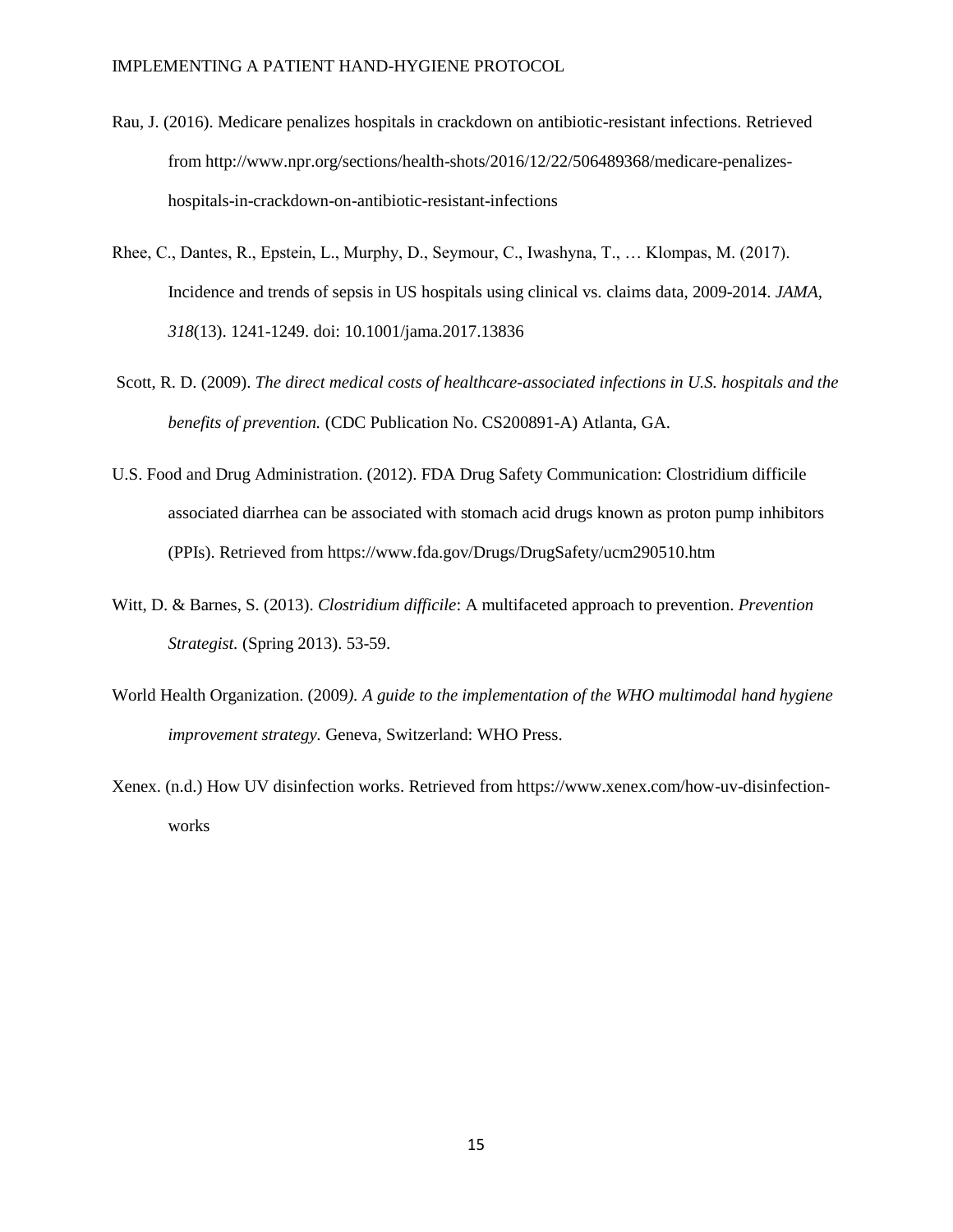Rau, J. (2016). Medicare penalizes hospitals in crackdown on antibiotic-resistant infections. Retrieved from http://www.npr.org/sections/health-shots/2016/12/22/506489368/medicare-penalizes-hospitals-in-crackdown-on-antibiotic-resistant-infections

Rhee, C., Dantes, R., Epstein, L., Murphy, D., Seymour, C., Iwashyna, T., … Klompas, M. (2017). Incidence and trends of sepsis in US hospitals using clinical vs. claims data, 2009-2014. *JAMA, 318*(13). 1241-1249. doi: 10.1001/jama.2017.13836

Scott, R. D. (2009). *The direct medical costs of healthcare-associated infections in U.S. hospitals and the benefits of prevention.* (CDC Publication No. CS200891-A) Atlanta, GA.

U.S. Food and Drug Administration. (2012). FDA Drug Safety Communication: Clostridium difficile associated diarrhea can be associated with stomach acid drugs known as proton pump inhibitors (PPIs). Retrieved from https://www.fda.gov/Drugs/DrugSafety/ucm290510.htm

Witt, D. & Barnes, S. (2013). *Clostridium difficile*: A multifaceted approach to prevention. *Prevention Strategist.* (Spring 2013). 53-59.

World Health Organization. (2009*). A guide to the implementation of the WHO multimodal hand hygiene improvement strategy.* Geneva, Switzerland: WHO Press.

Xenex. (n.d.) How UV disinfection works. Retrieved from https://www.xenex.com/how-uv-disinfection-works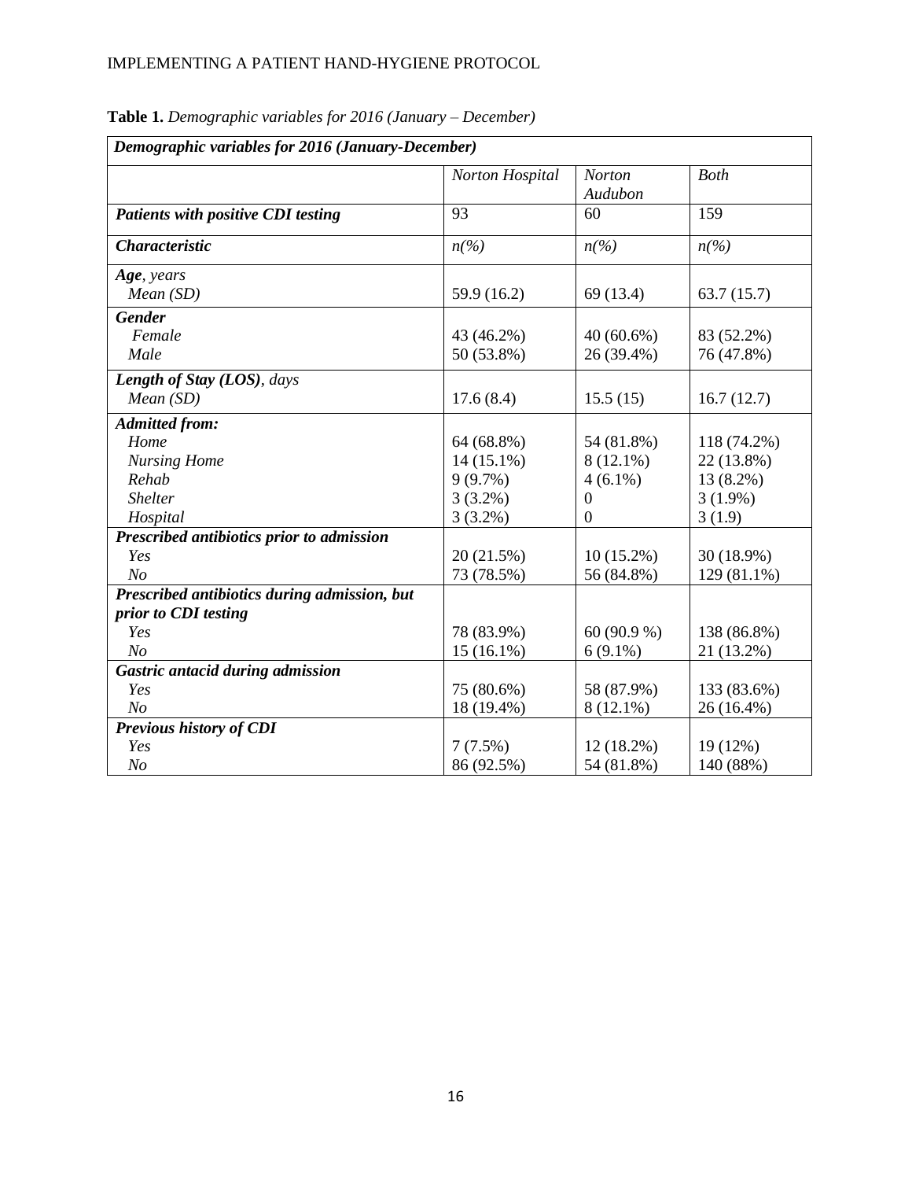**Table 1.** *Demographic variables for 2016 (January – December)*

| *Demographic variables for 2016 (January-December)* | | | |
|---|---|---|---|
| | *Norton Hospital* | *Norton Audubon* | *Both* |
| ***Patients with positive CDI testing*** | 93 | 60 | 159 |
| ***Characteristic*** | *n(%)* | *n(%)* | *n(%)* |
| ***Age**, years* | | | |
| *Mean (SD)* | 59.9 (16.2) | 69 (13.4) | 63.7 (15.7) |
| ***Gender*** | | | |
| *Female* | 43 (46.2%) | 40 (60.6%) | 83 (52.2%) |
| *Male* | 50 (53.8%) | 26 (39.4%) | 76 (47.8%) |
| ***Length of Stay (LOS)**, days* | | | |
| *Mean (SD)* | 17.6 (8.4) | 15.5 (15) | 16.7 (12.7) |
| ***Admitted from:*** | | | |
| *Home* | 64 (68.8%) | 54 (81.8%) | 118 (74.2%) |
| *Nursing Home* | 14 (15.1%) | 8 (12.1%) | 22 (13.8%) |
| *Rehab* | 9 (9.7%) | 4 (6.1%) | 13 (8.2%) |
| *Shelter* | 3 (3.2%) | 0 | 3 (1.9%) |
| *Hospital* | 3 (3.2%) | 0 | 3 (1.9) |
| ***Prescribed antibiotics prior to admission*** | | | |
| *Yes* | 20 (21.5%) | 10 (15.2%) | 30 (18.9%) |
| *No* | 73 (78.5%) | 56 (84.8%) | 129 (81.1%) |
| ***Prescribed antibiotics during admission, but prior to CDI testing*** | | | |
| *Yes* | 78 (83.9%) | 60 (90.9 %) | 138 (86.8%) |
| *No* | 15 (16.1%) | 6 (9.1%) | 21 (13.2%) |
| ***Gastric antacid during admission*** | | | |
| *Yes* | 75 (80.6%) | 58 (87.9%) | 133 (83.6%) |
| *No* | 18 (19.4%) | 8 (12.1%) | 26 (16.4%) |
| ***Previous history of CDI*** | | | |
| *Yes* | 7 (7.5%) | 12 (18.2%) | 19 (12%) |
| *No* | 86 (92.5%) | 54 (81.8%) | 140 (88%) |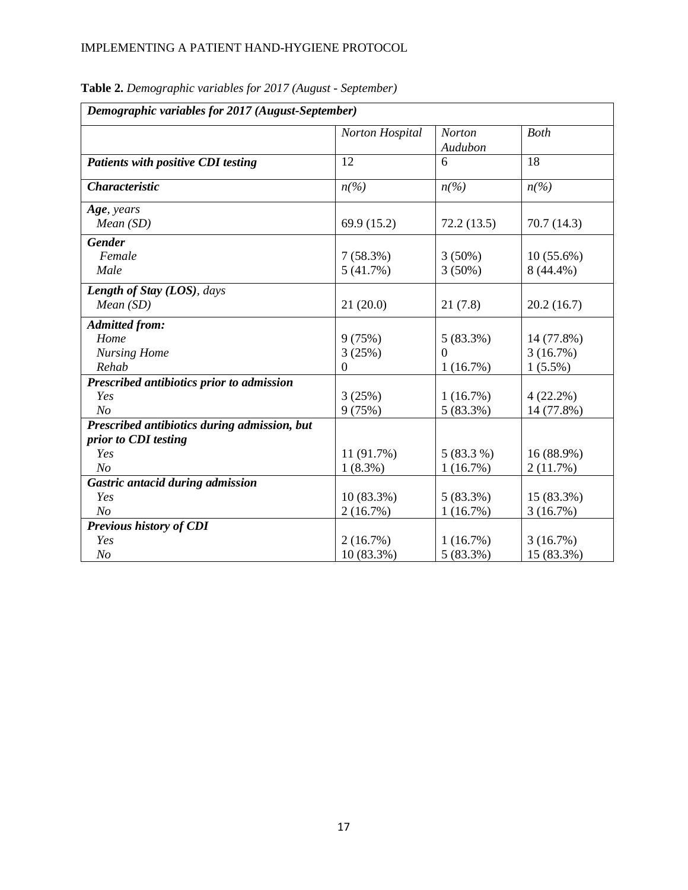**Table 2.** *Demographic variables for 2017 (August - September)*

| *Demographic variables for 2017 (August-September)* | | | |
|---|---|---|---|
| | *Norton Hospital* | *Norton Audubon* | *Both* |
| ***Patients with positive CDI testing*** | 12 | 6 | 18 |
| ***Characteristic*** | *n(%)* | *n(%)* | *n(%)* |
| ***Age**, years* | | | |
| *Mean (SD)* | 69.9 (15.2) | 72.2 (13.5) | 70.7 (14.3) |
| ***Gender*** | | | |
| *Female* | 7 (58.3%) | 3 (50%) | 10 (55.6%) |
| *Male* | 5 (41.7%) | 3 (50%) | 8 (44.4%) |
| ***Length of Stay (LOS)**, days* | | | |
| *Mean (SD)* | 21 (20.0) | 21 (7.8) | 20.2 (16.7) |
| ***Admitted from:*** | | | |
| *Home* | 9 (75%) | 5 (83.3%) | 14 (77.8%) |
| *Nursing Home* | 3 (25%) | 0 | 3 (16.7%) |
| *Rehab* | 0 | 1 (16.7%) | 1 (5.5%) |
| ***Prescribed antibiotics prior to admission*** | | | |
| *Yes* | 3 (25%) | 1 (16.7%) | 4 (22.2%) |
| *No* | 9 (75%) | 5 (83.3%) | 14 (77.8%) |
| ***Prescribed antibiotics during admission, but prior to CDI testing*** | | | |
| *Yes* | 11 (91.7%) | 5 (83.3 %) | 16 (88.9%) |
| *No* | 1 (8.3%) | 1 (16.7%) | 2 (11.7%) |
| ***Gastric antacid during admission*** | | | |
| *Yes* | 10 (83.3%) | 5 (83.3%) | 15 (83.3%) |
| *No* | 2 (16.7%) | 1 (16.7%) | 3 (16.7%) |
| ***Previous history of CDI*** | | | |
| *Yes* | 2 (16.7%) | 1 (16.7%) | 3 (16.7%) |
| *No* | 10 (83.3%) | 5 (83.3%) | 15 (83.3%) |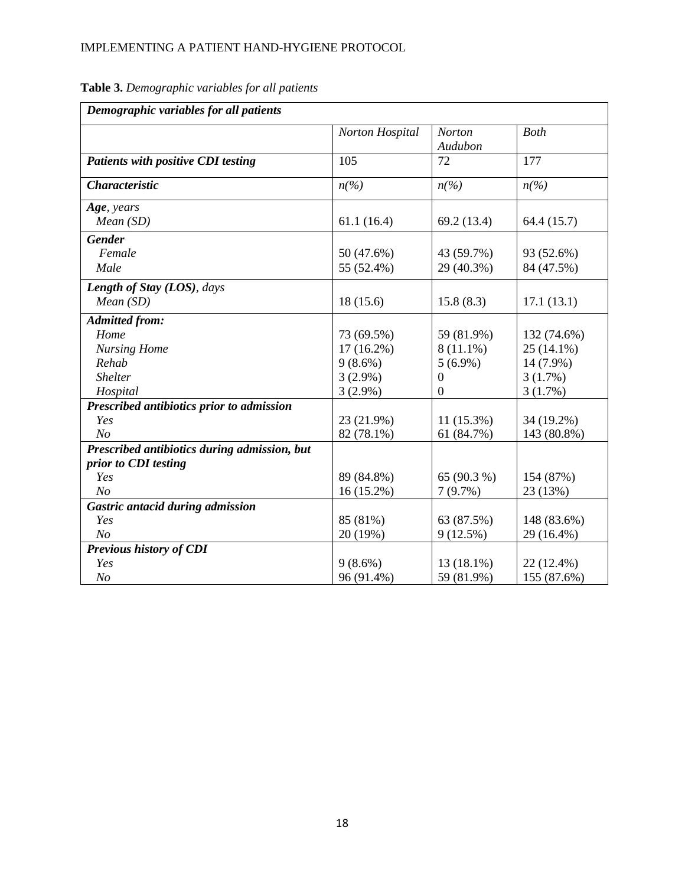**Table 3.** *Demographic variables for all patients*

| ***Demographic variables for all patients*** | | | |
|---|---|---|---|
| | *Norton Hospital* | *Norton Audubon* | *Both* |
| ***Patients with positive CDI testing*** | 105 | 72 | 177 |
| ***Characteristic*** | *n(%)* | *n(%)* | *n(%)* |
| ***Age**, years* | | | |
| *Mean (SD)* | 61.1 (16.4) | 69.2 (13.4) | 64.4 (15.7) |
| ***Gender*** | | | |
| *Female* | 50 (47.6%) | 43 (59.7%) | 93 (52.6%) |
| *Male* | 55 (52.4%) | 29 (40.3%) | 84 (47.5%) |
| ***Length of Stay (LOS)**, days* | | | |
| *Mean (SD)* | 18 (15.6) | 15.8 (8.3) | 17.1 (13.1) |
| ***Admitted from:*** | | | |
| *Home* | 73 (69.5%) | 59 (81.9%) | 132 (74.6%) |
| *Nursing Home* | 17 (16.2%) | 8 (11.1%) | 25 (14.1%) |
| *Rehab* | 9 (8.6%) | 5 (6.9%) | 14 (7.9%) |
| *Shelter* | 3 (2.9%) | 0 | 3 (1.7%) |
| *Hospital* | 3 (2.9%) | 0 | 3 (1.7%) |
| ***Prescribed antibiotics prior to admission*** | | | |
| *Yes* | 23 (21.9%) | 11 (15.3%) | 34 (19.2%) |
| *No* | 82 (78.1%) | 61 (84.7%) | 143 (80.8%) |
| ***Prescribed antibiotics during admission, but prior to CDI testing*** | | | |
| *Yes* | 89 (84.8%) | 65 (90.3 %) | 154 (87%) |
| *No* | 16 (15.2%) | 7 (9.7%) | 23 (13%) |
| ***Gastric antacid during admission*** | | | |
| *Yes* | 85 (81%) | 63 (87.5%) | 148 (83.6%) |
| *No* | 20 (19%) | 9 (12.5%) | 29 (16.4%) |
| ***Previous history of CDI*** | | | |
| *Yes* | 9 (8.6%) | 13 (18.1%) | 22 (12.4%) |
| *No* | 96 (91.4%) | 59 (81.9%) | 155 (87.6%) |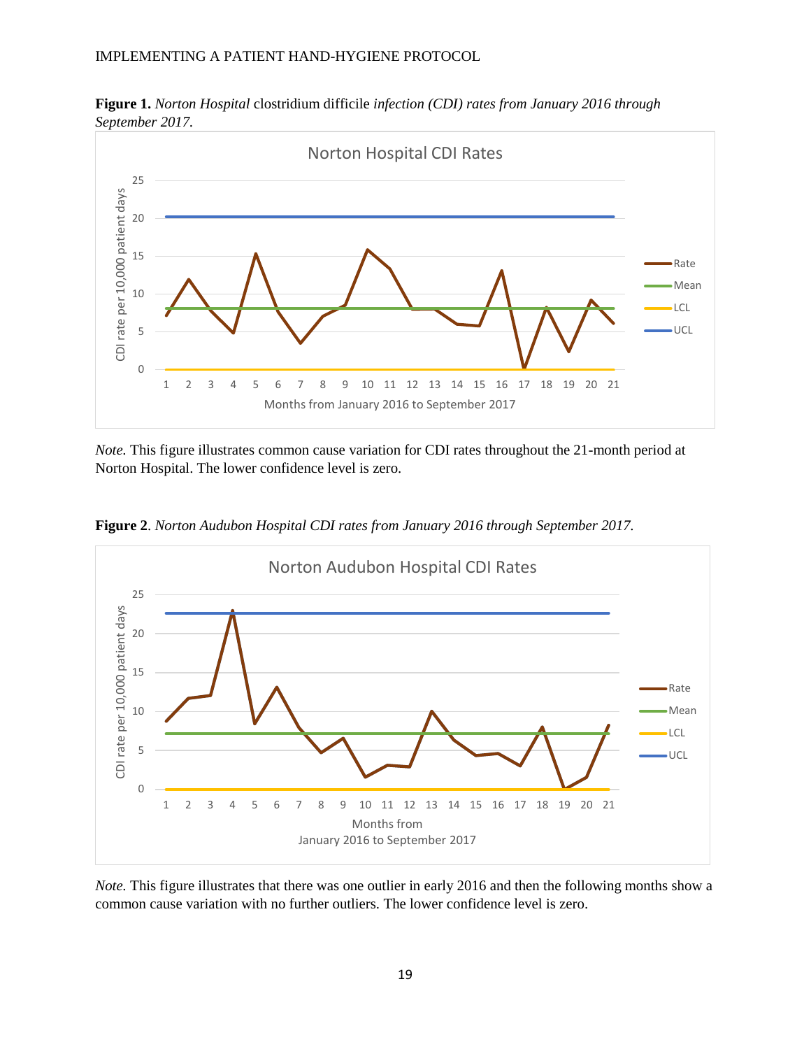**Figure 1.** *Norton Hospital* clostridium difficile *infection (CDI) rates from January 2016 through September 2017.*

*Note.* This figure illustrates common cause variation for CDI rates throughout the 21-month period at Norton Hospital. The lower confidence level is zero.

**Figure 2**. *Norton Audubon Hospital CDI rates from January 2016 through September 2017.*

*Note.* This figure illustrates that there was one outlier in early 2016 and then the following months show a common cause variation with no further outliers. The lower confidence level is zero.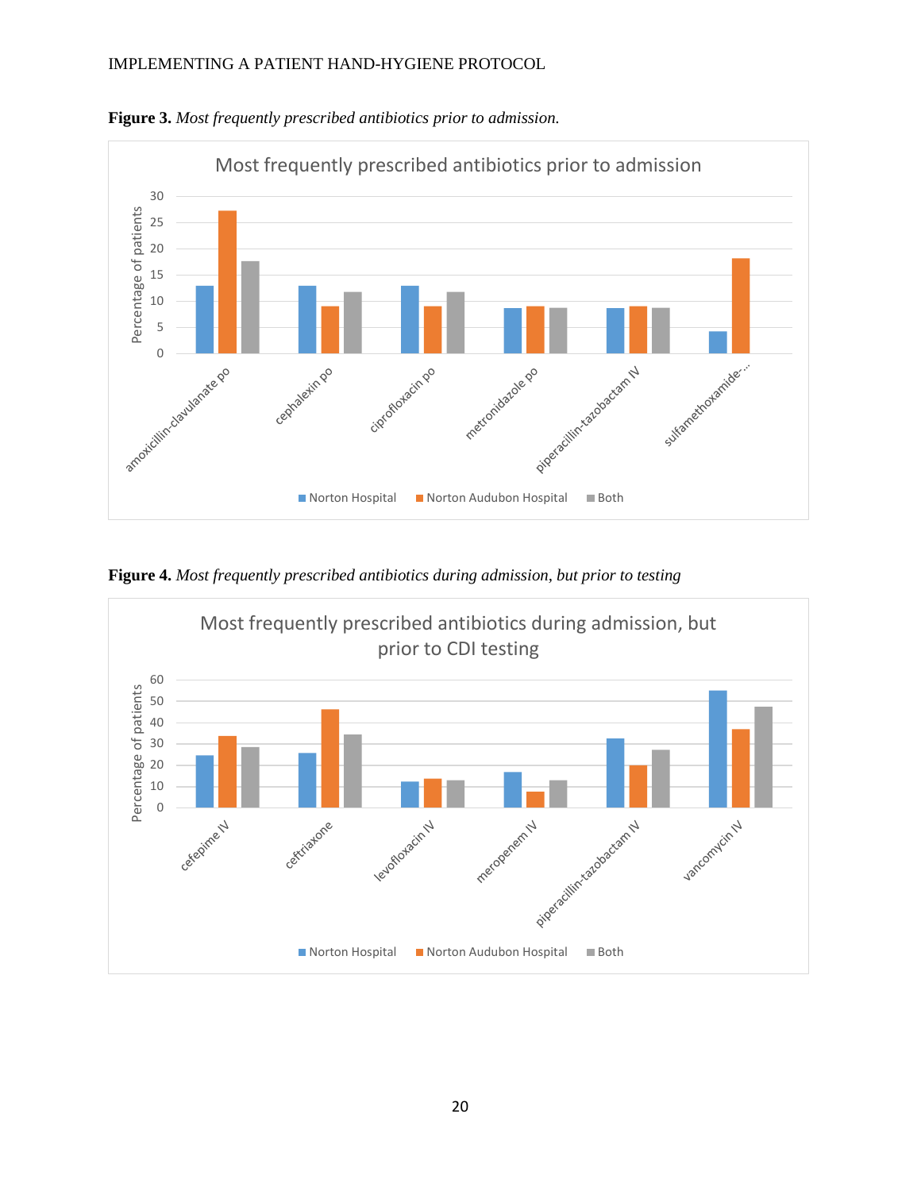**Figure 3.** *Most frequently prescribed antibiotics prior to admission.*

**Figure 4.** *Most frequently prescribed antibiotics during admission, but prior to testing*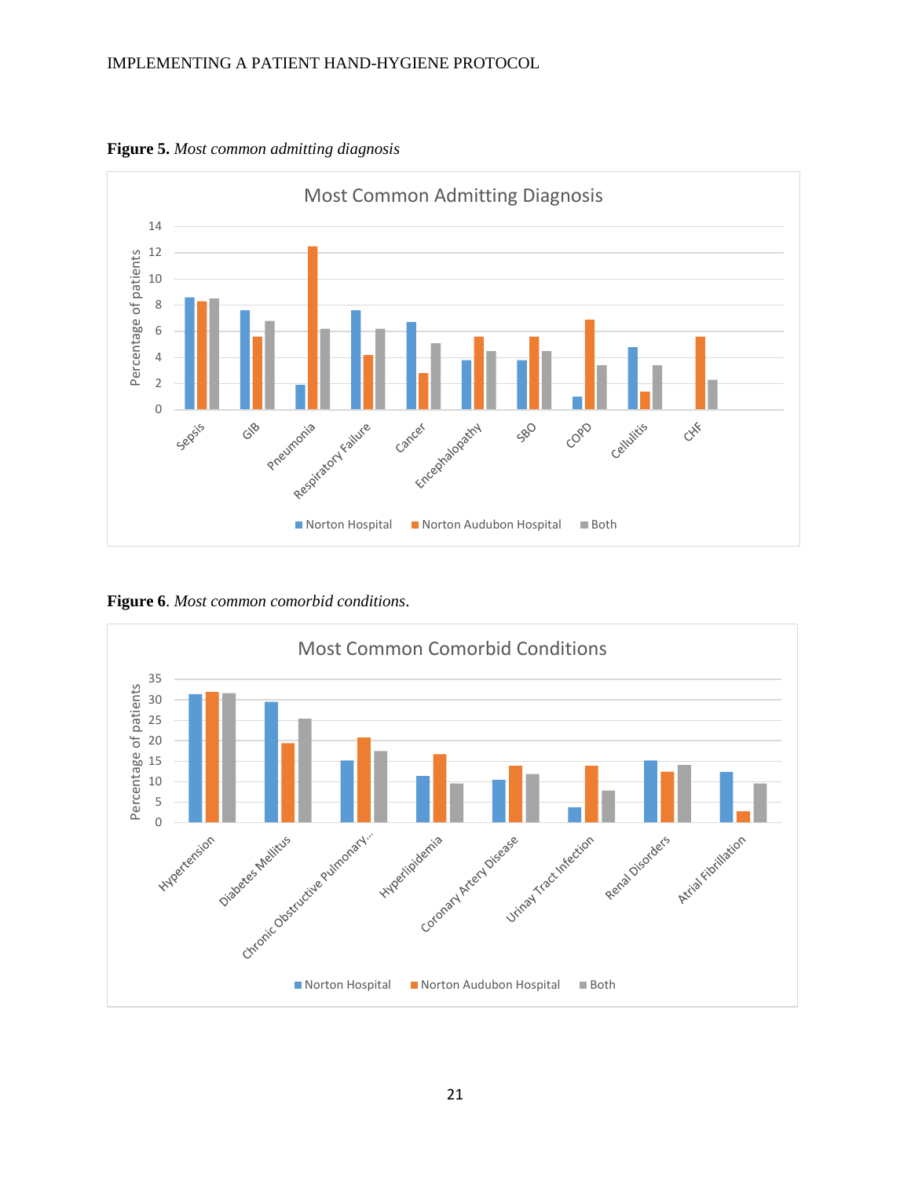**Figure 5.** *Most common admitting diagnosis*

**Figure 6**. *Most common comorbid conditions*.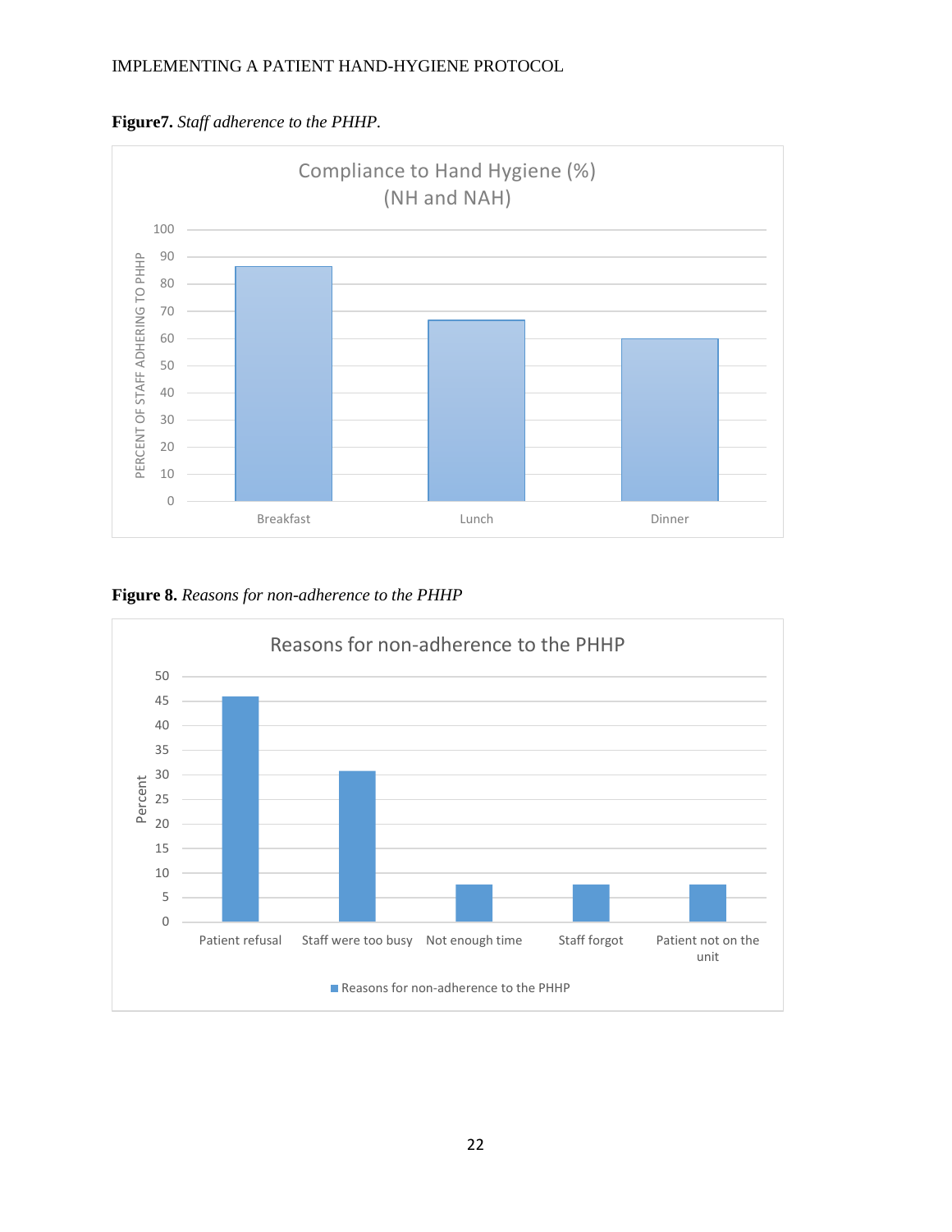**Figure7.** *Staff adherence to the PHHP.*

**Figure 8.** *Reasons for non-adherence to the PHHP*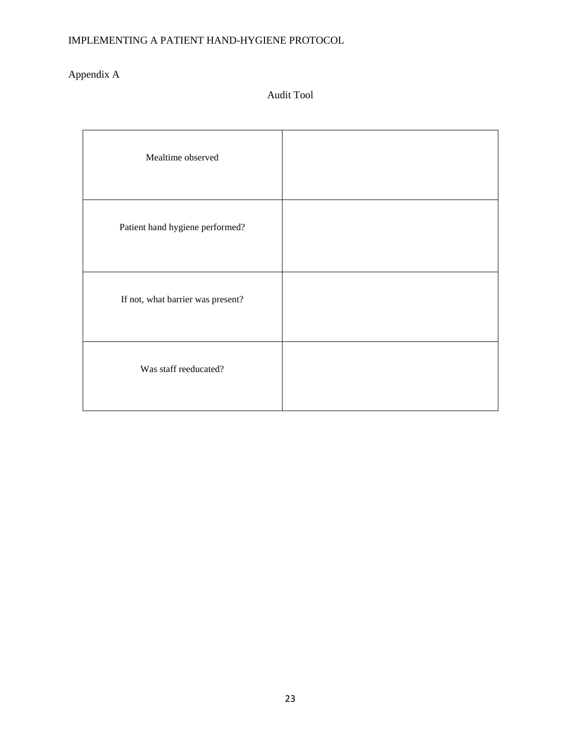Appendix A

Audit Tool

| | |
|---|---|
| Mealtime observed | |
| Patient hand hygiene performed? | |
| If not, what barrier was present? | |
| Was staff reeducated? | |